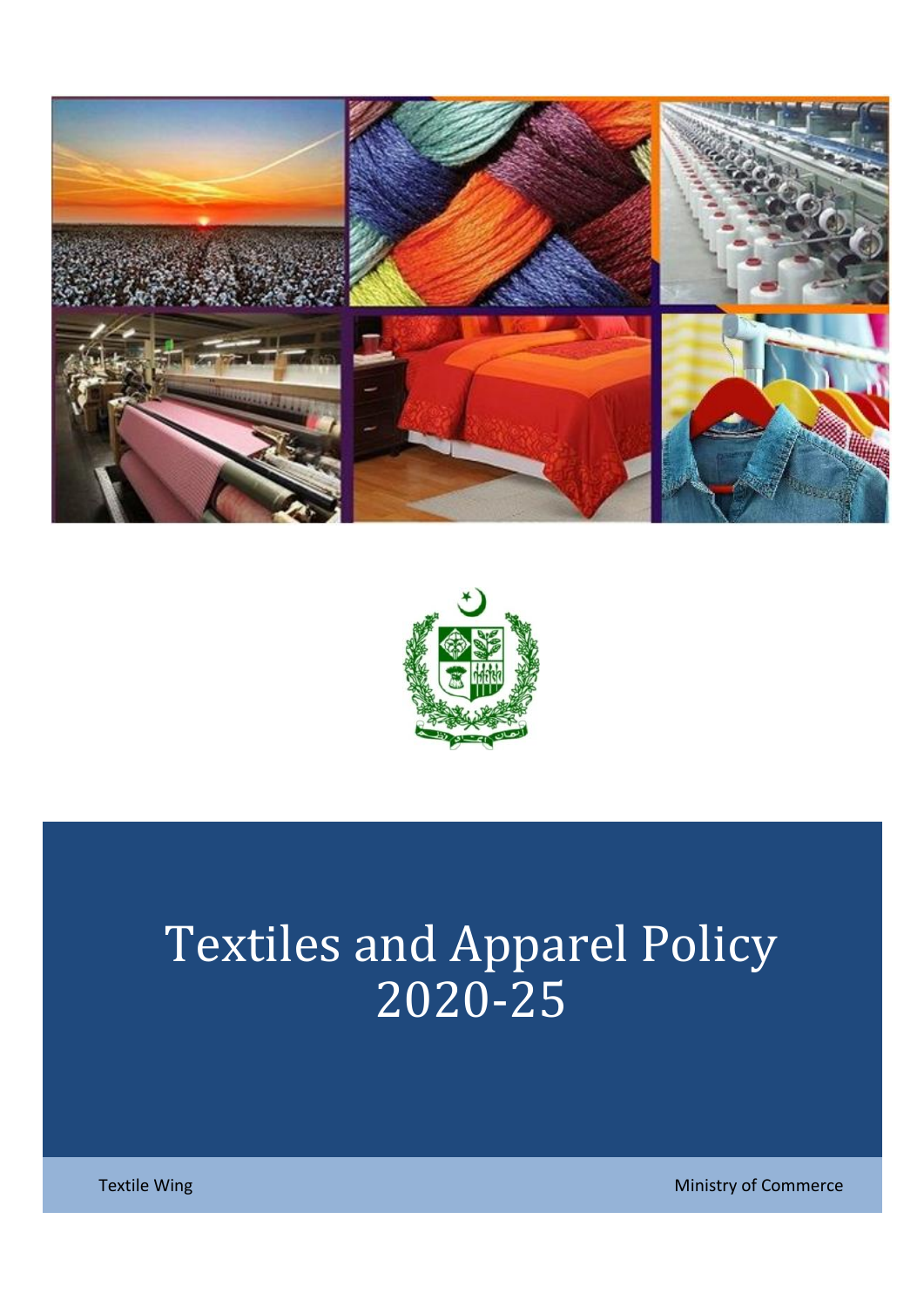# Textiles and Apparel Policy 2020-25

Textile Wing

Ministry of Commerce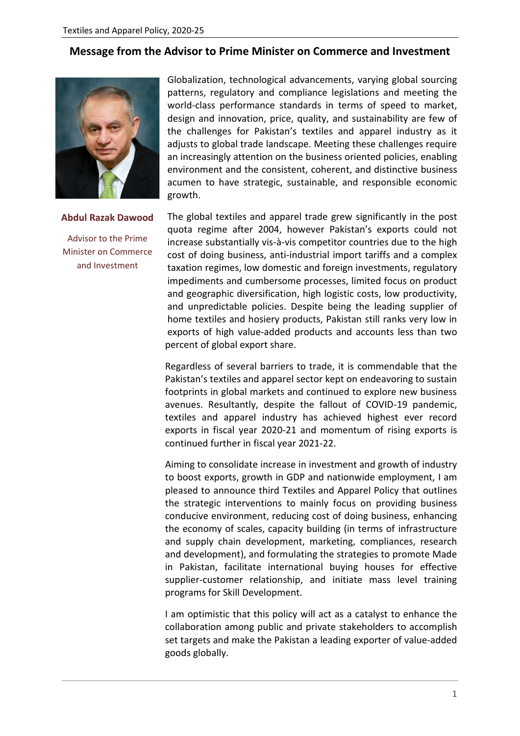## Message from the Advisor to Prime Minister on Commerce and Investment

**Abdul Razak Dawood**

Advisor to the Prime Minister on Commerce and Investment

Globalization, technological advancements, varying global sourcing patterns, regulatory and compliance legislations and meeting the world-class performance standards in terms of speed to market, design and innovation, price, quality, and sustainability are few of the challenges for Pakistan's textiles and apparel industry as it adjusts to global trade landscape. Meeting these challenges require an increasingly attention on the business oriented policies, enabling environment and the consistent, coherent, and distinctive business acumen to have strategic, sustainable, and responsible economic growth.

The global textiles and apparel trade grew significantly in the post quota regime after 2004, however Pakistan's exports could not increase substantially vis-à-vis competitor countries due to the high cost of doing business, anti-industrial import tariffs and a complex taxation regimes, low domestic and foreign investments, regulatory impediments and cumbersome processes, limited focus on product and geographic diversification, high logistic costs, low productivity, and unpredictable policies. Despite being the leading supplier of home textiles and hosiery products, Pakistan still ranks very low in exports of high value-added products and accounts less than two percent of global export share.

Regardless of several barriers to trade, it is commendable that the Pakistan's textiles and apparel sector kept on endeavoring to sustain footprints in global markets and continued to explore new business avenues. Resultantly, despite the fallout of COVID-19 pandemic, textiles and apparel industry has achieved highest ever record exports in fiscal year 2020-21 and momentum of rising exports is continued further in fiscal year 2021-22.

Aiming to consolidate increase in investment and growth of industry to boost exports, growth in GDP and nationwide employment, I am pleased to announce third Textiles and Apparel Policy that outlines the strategic interventions to mainly focus on providing business conducive environment, reducing cost of doing business, enhancing the economy of scales, capacity building (in terms of infrastructure and supply chain development, marketing, compliances, research and development), and formulating the strategies to promote Made in Pakistan, facilitate international buying houses for effective supplier-customer relationship, and initiate mass level training programs for Skill Development.

I am optimistic that this policy will act as a catalyst to enhance the collaboration among public and private stakeholders to accomplish set targets and make the Pakistan a leading exporter of value-added goods globally.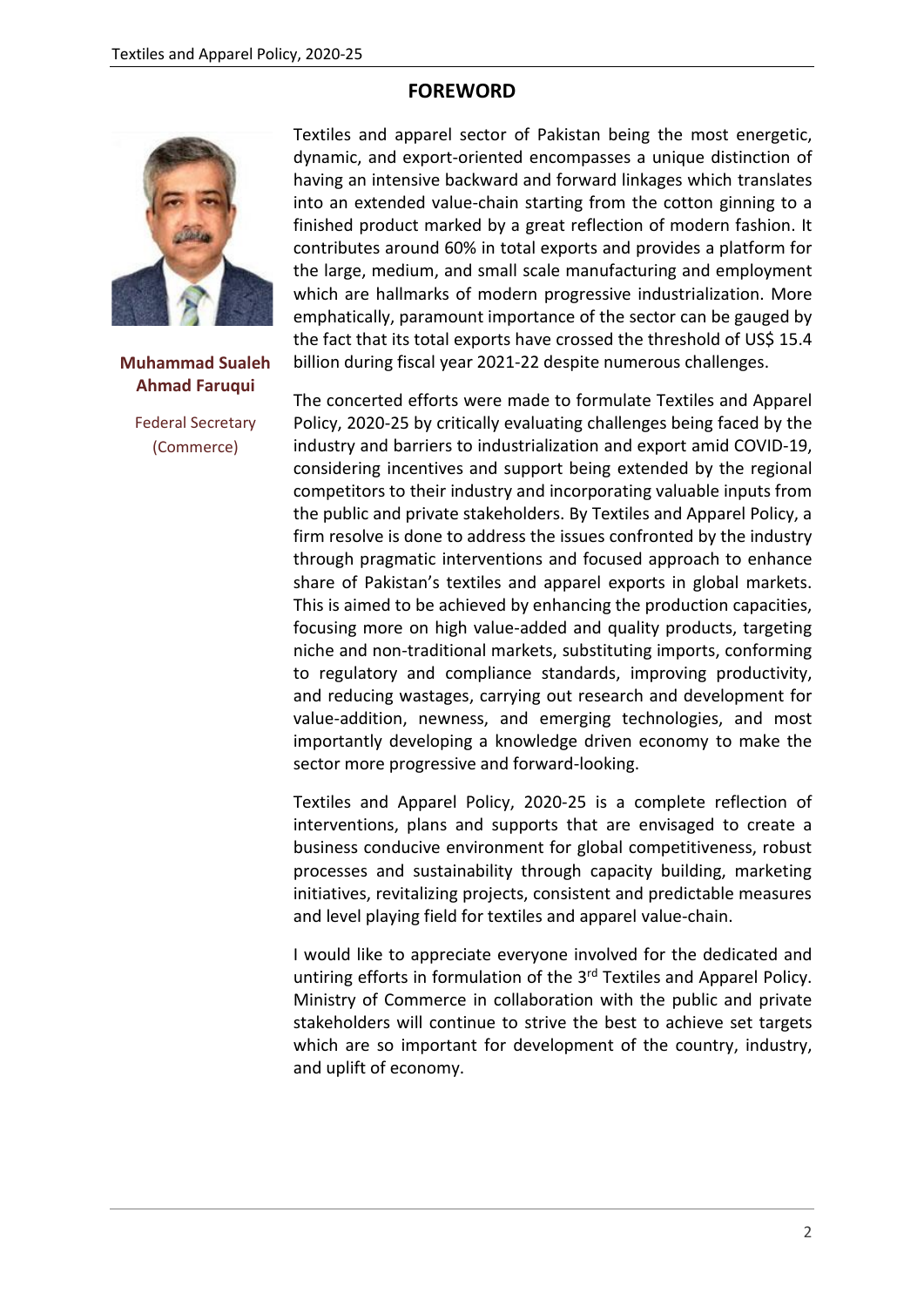## FOREWORD

**Muhammad Sualeh Ahmad Faruqui**

Federal Secretary (Commerce)

Textiles and apparel sector of Pakistan being the most energetic, dynamic, and export-oriented encompasses a unique distinction of having an intensive backward and forward linkages which translates into an extended value-chain starting from the cotton ginning to a finished product marked by a great reflection of modern fashion. It contributes around 60% in total exports and provides a platform for the large, medium, and small scale manufacturing and employment which are hallmarks of modern progressive industrialization. More emphatically, paramount importance of the sector can be gauged by the fact that its total exports have crossed the threshold of US$ 15.4 billion during fiscal year 2021-22 despite numerous challenges.

The concerted efforts were made to formulate Textiles and Apparel Policy, 2020-25 by critically evaluating challenges being faced by the industry and barriers to industrialization and export amid COVID-19, considering incentives and support being extended by the regional competitors to their industry and incorporating valuable inputs from the public and private stakeholders. By Textiles and Apparel Policy, a firm resolve is done to address the issues confronted by the industry through pragmatic interventions and focused approach to enhance share of Pakistan's textiles and apparel exports in global markets. This is aimed to be achieved by enhancing the production capacities, focusing more on high value-added and quality products, targeting niche and non-traditional markets, substituting imports, conforming to regulatory and compliance standards, improving productivity, and reducing wastages, carrying out research and development for value-addition, newness, and emerging technologies, and most importantly developing a knowledge driven economy to make the sector more progressive and forward-looking.

Textiles and Apparel Policy, 2020-25 is a complete reflection of interventions, plans and supports that are envisaged to create a business conducive environment for global competitiveness, robust processes and sustainability through capacity building, marketing initiatives, revitalizing projects, consistent and predictable measures and level playing field for textiles and apparel value-chain.

I would like to appreciate everyone involved for the dedicated and untiring efforts in formulation of the 3rd Textiles and Apparel Policy. Ministry of Commerce in collaboration with the public and private stakeholders will continue to strive the best to achieve set targets which are so important for development of the country, industry, and uplift of economy.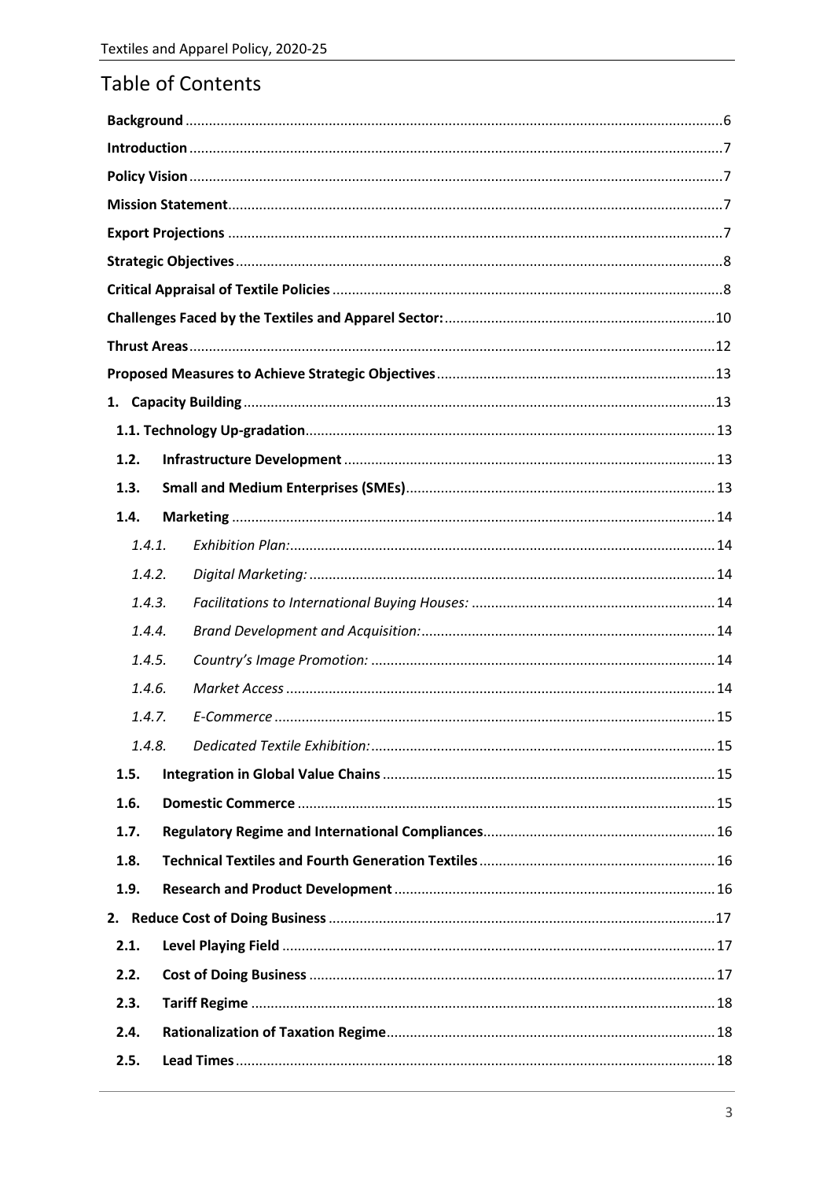# Table of Contents

**Background** ........ 6

**Introduction** ........ 7

**Policy Vision** ........ 7

**Mission Statement** ........ 7

**Export Projections** ........ 7

**Strategic Objectives** ........ 8

**Critical Appraisal of Textile Policies** ........ 8

**Challenges Faced by the Textiles and Apparel Sector:** ........ 10

**Thrust Areas** ........ 12

**Proposed Measures to Achieve Strategic Objectives** ........ 13

**1. Capacity Building** ........ 13

**1.1. Technology Up-gradation** ........ 13

**1.2. Infrastructure Development** ........ 13

**1.3. Small and Medium Enterprises (SMEs)** ........ 13

**1.4. Marketing** ........ 14

*1.4.1. Exhibition Plan:* ........ 14

*1.4.2. Digital Marketing:* ........ 14

*1.4.3. Facilitations to International Buying Houses:* ........ 14

*1.4.4. Brand Development and Acquisition:* ........ 14

*1.4.5. Country's Image Promotion:* ........ 14

*1.4.6. Market Access* ........ 14

*1.4.7. E-Commerce* ........ 15

*1.4.8. Dedicated Textile Exhibition:* ........ 15

**1.5. Integration in Global Value Chains** ........ 15

**1.6. Domestic Commerce** ........ 15

**1.7. Regulatory Regime and International Compliances** ........ 16

**1.8. Technical Textiles and Fourth Generation Textiles** ........ 16

**1.9. Research and Product Development** ........ 16

**2. Reduce Cost of Doing Business** ........ 17

**2.1. Level Playing Field** ........ 17

**2.2. Cost of Doing Business** ........ 17

**2.3. Tariff Regime** ........ 18

**2.4. Rationalization of Taxation Regime** ........ 18

**2.5. Lead Times** ........ 18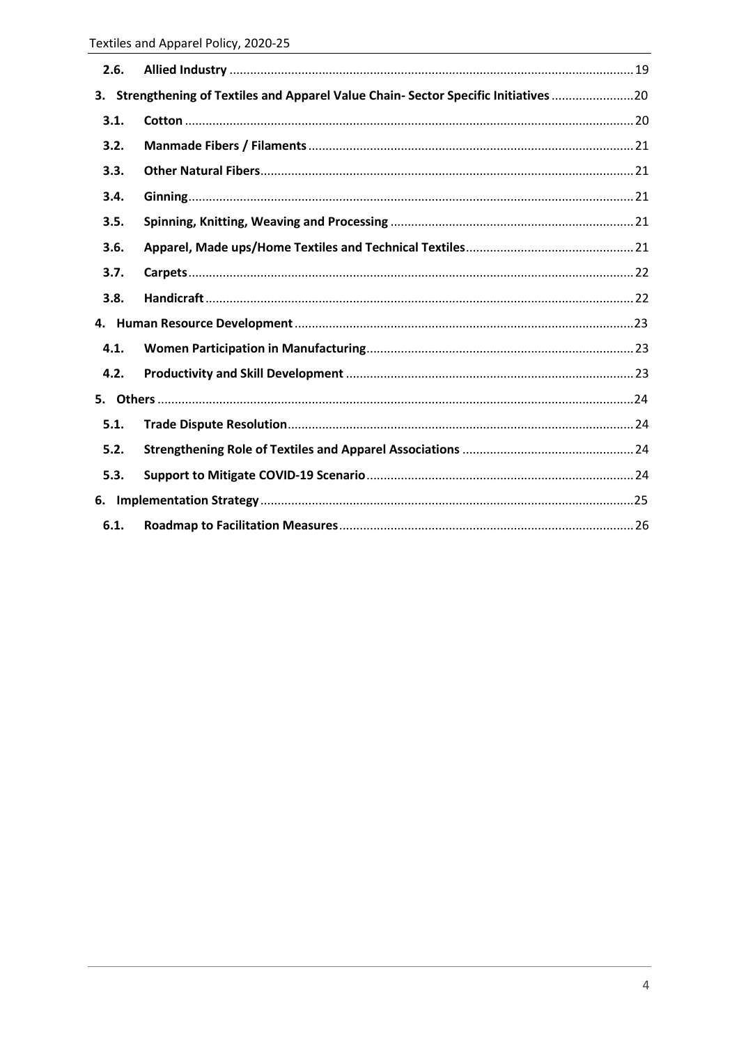| | | |
|---|---|---|
| **2.6.** | **Allied Industry** | 19 |
| **3.** | **Strengthening of Textiles and Apparel Value Chain- Sector Specific Initiatives** | 20 |
| **3.1.** | **Cotton** | 20 |
| **3.2.** | **Manmade Fibers / Filaments** | 21 |
| **3.3.** | **Other Natural Fibers** | 21 |
| **3.4.** | **Ginning** | 21 |
| **3.5.** | **Spinning, Knitting, Weaving and Processing** | 21 |
| **3.6.** | **Apparel, Made ups/Home Textiles and Technical Textiles** | 21 |
| **3.7.** | **Carpets** | 22 |
| **3.8.** | **Handicraft** | 22 |
| **4.** | **Human Resource Development** | 23 |
| **4.1.** | **Women Participation in Manufacturing** | 23 |
| **4.2.** | **Productivity and Skill Development** | 23 |
| **5.** | **Others** | 24 |
| **5.1.** | **Trade Dispute Resolution** | 24 |
| **5.2.** | **Strengthening Role of Textiles and Apparel Associations** | 24 |
| **5.3.** | **Support to Mitigate COVID-19 Scenario** | 24 |
| **6.** | **Implementation Strategy** | 25 |
| **6.1.** | **Roadmap to Facilitation Measures** | 26 |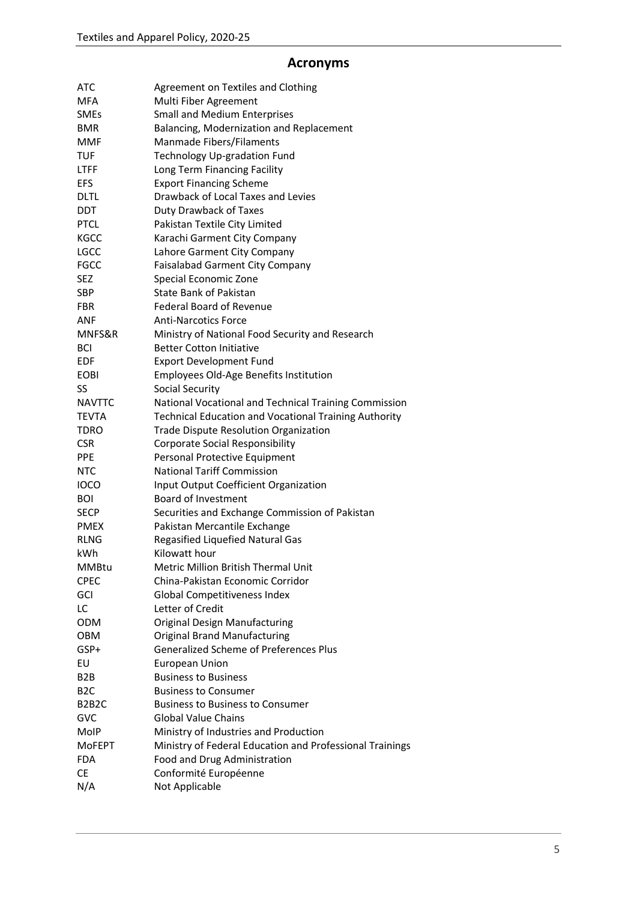## Acronyms

| | |
|---|---|
| ATC | Agreement on Textiles and Clothing |
| MFA | Multi Fiber Agreement |
| SMEs | Small and Medium Enterprises |
| BMR | Balancing, Modernization and Replacement |
| MMF | Manmade Fibers/Filaments |
| TUF | Technology Up-gradation Fund |
| LTFF | Long Term Financing Facility |
| EFS | Export Financing Scheme |
| DLTL | Drawback of Local Taxes and Levies |
| DDT | Duty Drawback of Taxes |
| PTCL | Pakistan Textile City Limited |
| KGCC | Karachi Garment City Company |
| LGCC | Lahore Garment City Company |
| FGCC | Faisalabad Garment City Company |
| SEZ | Special Economic Zone |
| SBP | State Bank of Pakistan |
| FBR | Federal Board of Revenue |
| ANF | Anti-Narcotics Force |
| MNFS&R | Ministry of National Food Security and Research |
| BCI | Better Cotton Initiative |
| EDF | Export Development Fund |
| EOBI | Employees Old-Age Benefits Institution |
| SS | Social Security |
| NAVTTC | National Vocational and Technical Training Commission |
| TEVTA | Technical Education and Vocational Training Authority |
| TDRO | Trade Dispute Resolution Organization |
| CSR | Corporate Social Responsibility |
| PPE | Personal Protective Equipment |
| NTC | National Tariff Commission |
| IOCO | Input Output Coefficient Organization |
| BOI | Board of Investment |
| SECP | Securities and Exchange Commission of Pakistan |
| PMEX | Pakistan Mercantile Exchange |
| RLNG | Regasified Liquefied Natural Gas |
| kWh | Kilowatt hour |
| MMBtu | Metric Million British Thermal Unit |
| CPEC | China-Pakistan Economic Corridor |
| GCI | Global Competitiveness Index |
| LC | Letter of Credit |
| ODM | Original Design Manufacturing |
| OBM | Original Brand Manufacturing |
| GSP+ | Generalized Scheme of Preferences Plus |
| EU | European Union |
| B2B | Business to Business |
| B2C | Business to Consumer |
| B2B2C | Business to Business to Consumer |
| GVC | Global Value Chains |
| MoIP | Ministry of Industries and Production |
| MoFEPT | Ministry of Federal Education and Professional Trainings |
| FDA | Food and Drug Administration |
| CE | Conformité Européenne |
| N/A | Not Applicable |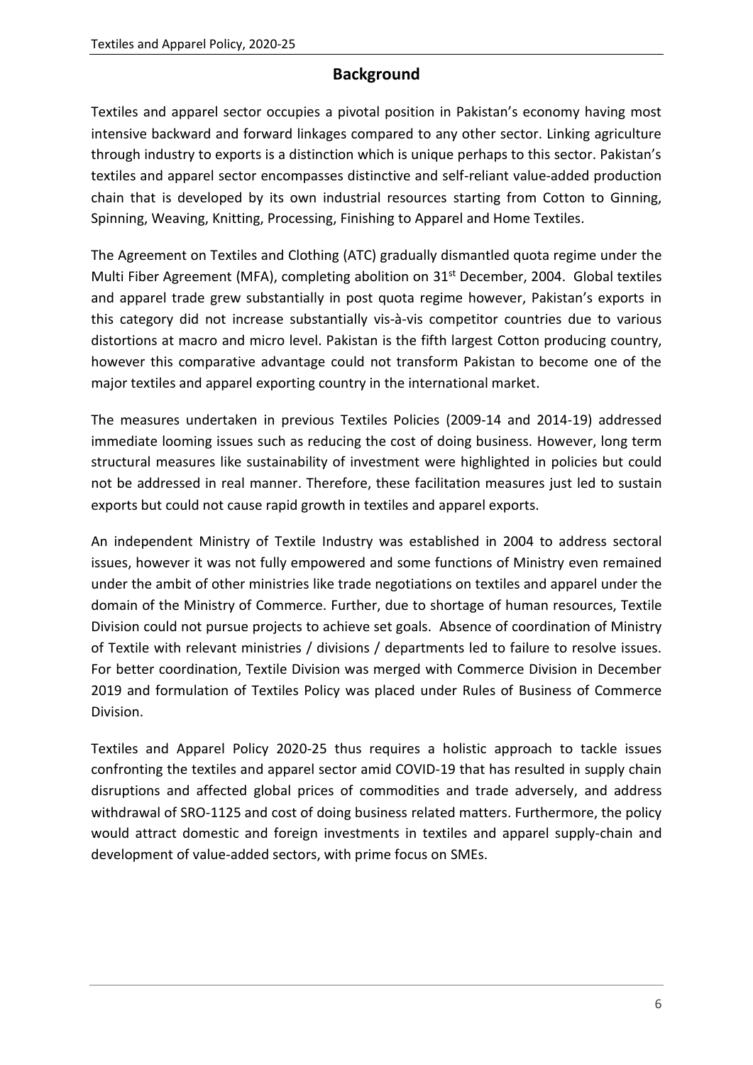## Background

Textiles and apparel sector occupies a pivotal position in Pakistan's economy having most intensive backward and forward linkages compared to any other sector. Linking agriculture through industry to exports is a distinction which is unique perhaps to this sector. Pakistan's textiles and apparel sector encompasses distinctive and self-reliant value-added production chain that is developed by its own industrial resources starting from Cotton to Ginning, Spinning, Weaving, Knitting, Processing, Finishing to Apparel and Home Textiles.

The Agreement on Textiles and Clothing (ATC) gradually dismantled quota regime under the Multi Fiber Agreement (MFA), completing abolition on 31st December, 2004. Global textiles and apparel trade grew substantially in post quota regime however, Pakistan's exports in this category did not increase substantially vis-à-vis competitor countries due to various distortions at macro and micro level. Pakistan is the fifth largest Cotton producing country, however this comparative advantage could not transform Pakistan to become one of the major textiles and apparel exporting country in the international market.

The measures undertaken in previous Textiles Policies (2009-14 and 2014-19) addressed immediate looming issues such as reducing the cost of doing business. However, long term structural measures like sustainability of investment were highlighted in policies but could not be addressed in real manner. Therefore, these facilitation measures just led to sustain exports but could not cause rapid growth in textiles and apparel exports.

An independent Ministry of Textile Industry was established in 2004 to address sectoral issues, however it was not fully empowered and some functions of Ministry even remained under the ambit of other ministries like trade negotiations on textiles and apparel under the domain of the Ministry of Commerce. Further, due to shortage of human resources, Textile Division could not pursue projects to achieve set goals. Absence of coordination of Ministry of Textile with relevant ministries / divisions / departments led to failure to resolve issues. For better coordination, Textile Division was merged with Commerce Division in December 2019 and formulation of Textiles Policy was placed under Rules of Business of Commerce Division.

Textiles and Apparel Policy 2020-25 thus requires a holistic approach to tackle issues confronting the textiles and apparel sector amid COVID-19 that has resulted in supply chain disruptions and affected global prices of commodities and trade adversely, and address withdrawal of SRO-1125 and cost of doing business related matters. Furthermore, the policy would attract domestic and foreign investments in textiles and apparel supply-chain and development of value-added sectors, with prime focus on SMEs.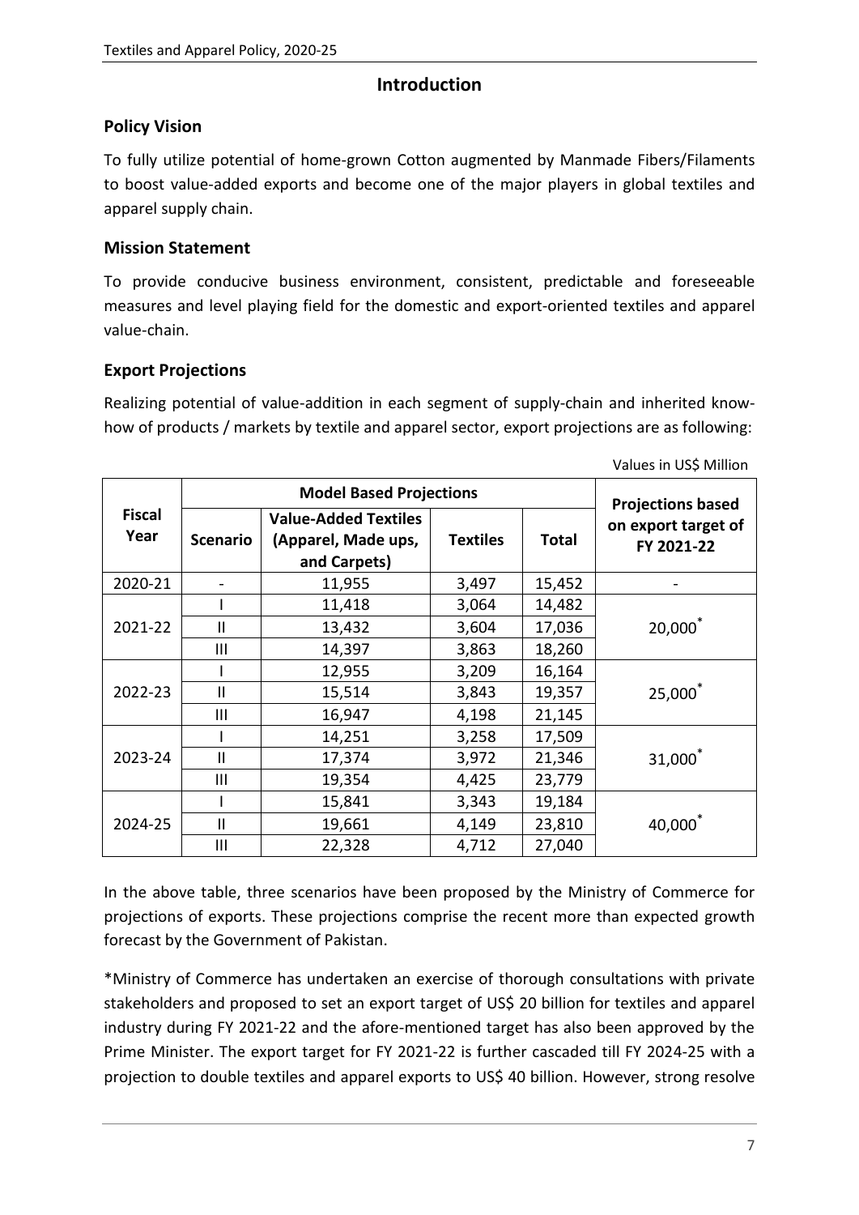## Introduction

### Policy Vision

To fully utilize potential of home-grown Cotton augmented by Manmade Fibers/Filaments to boost value-added exports and become one of the major players in global textiles and apparel supply chain.

### Mission Statement

To provide conducive business environment, consistent, predictable and foreseeable measures and level playing field for the domestic and export-oriented textiles and apparel value-chain.

### Export Projections

Realizing potential of value-addition in each segment of supply-chain and inherited know-how of products / markets by textile and apparel sector, export projections are as following:

Values in US$ Million

| Fiscal Year | Model Based Projections | | | | Projections based on export target of FY 2021-22 |
|---|---|---|---|---|---|
| | Scenario | Value-Added Textiles (Apparel, Made ups, and Carpets) | Textiles | Total | |
| 2020-21 | - | 11,955 | 3,497 | 15,452 | - |
| 2021-22 | I | 11,418 | 3,064 | 14,482 | 20,000* |
| | II | 13,432 | 3,604 | 17,036 | |
| | III | 14,397 | 3,863 | 18,260 | |
| 2022-23 | I | 12,955 | 3,209 | 16,164 | 25,000* |
| | II | 15,514 | 3,843 | 19,357 | |
| | III | 16,947 | 4,198 | 21,145 | |
| 2023-24 | I | 14,251 | 3,258 | 17,509 | 31,000* |
| | II | 17,374 | 3,972 | 21,346 | |
| | III | 19,354 | 4,425 | 23,779 | |
| 2024-25 | I | 15,841 | 3,343 | 19,184 | 40,000* |
| | II | 19,661 | 4,149 | 23,810 | |
| | III | 22,328 | 4,712 | 27,040 | |

In the above table, three scenarios have been proposed by the Ministry of Commerce for projections of exports. These projections comprise the recent more than expected growth forecast by the Government of Pakistan.

*Ministry of Commerce has undertaken an exercise of thorough consultations with private stakeholders and proposed to set an export target of US$ 20 billion for textiles and apparel industry during FY 2021-22 and the afore-mentioned target has also been approved by the Prime Minister. The export target for FY 2021-22 is further cascaded till FY 2024-25 with a projection to double textiles and apparel exports to US$ 40 billion. However, strong resolve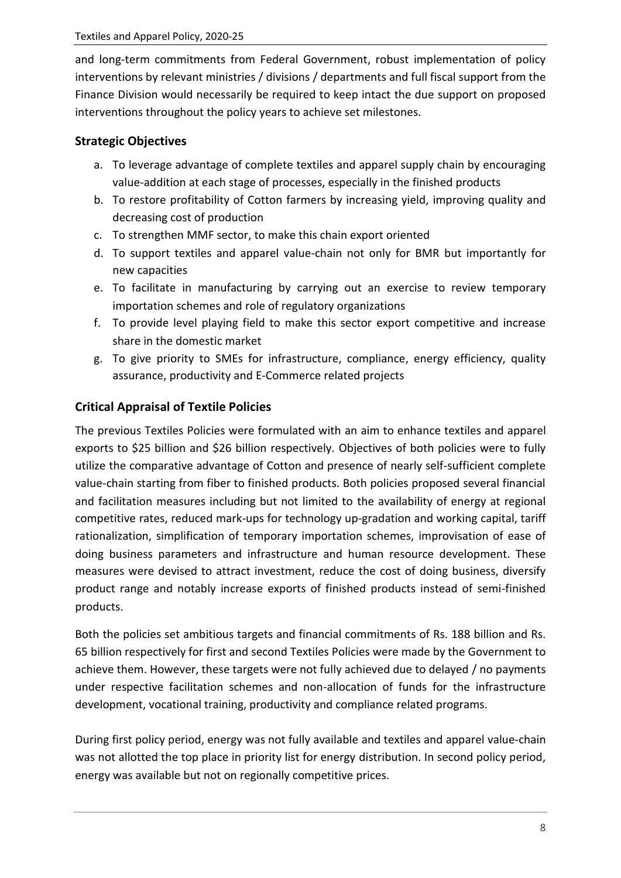and long-term commitments from Federal Government, robust implementation of policy interventions by relevant ministries / divisions / departments and full fiscal support from the Finance Division would necessarily be required to keep intact the due support on proposed interventions throughout the policy years to achieve set milestones.

## Strategic Objectives

a. To leverage advantage of complete textiles and apparel supply chain by encouraging value-addition at each stage of processes, especially in the finished products
b. To restore profitability of Cotton farmers by increasing yield, improving quality and decreasing cost of production
c. To strengthen MMF sector, to make this chain export oriented
d. To support textiles and apparel value-chain not only for BMR but importantly for new capacities
e. To facilitate in manufacturing by carrying out an exercise to review temporary importation schemes and role of regulatory organizations
f. To provide level playing field to make this sector export competitive and increase share in the domestic market
g. To give priority to SMEs for infrastructure, compliance, energy efficiency, quality assurance, productivity and E-Commerce related projects

## Critical Appraisal of Textile Policies

The previous Textiles Policies were formulated with an aim to enhance textiles and apparel exports to $25 billion and $26 billion respectively. Objectives of both policies were to fully utilize the comparative advantage of Cotton and presence of nearly self-sufficient complete value-chain starting from fiber to finished products. Both policies proposed several financial and facilitation measures including but not limited to the availability of energy at regional competitive rates, reduced mark-ups for technology up-gradation and working capital, tariff rationalization, simplification of temporary importation schemes, improvisation of ease of doing business parameters and infrastructure and human resource development. These measures were devised to attract investment, reduce the cost of doing business, diversify product range and notably increase exports of finished products instead of semi-finished products.

Both the policies set ambitious targets and financial commitments of Rs. 188 billion and Rs. 65 billion respectively for first and second Textiles Policies were made by the Government to achieve them. However, these targets were not fully achieved due to delayed / no payments under respective facilitation schemes and non-allocation of funds for the infrastructure development, vocational training, productivity and compliance related programs.

During first policy period, energy was not fully available and textiles and apparel value-chain was not allotted the top place in priority list for energy distribution. In second policy period, energy was available but not on regionally competitive prices.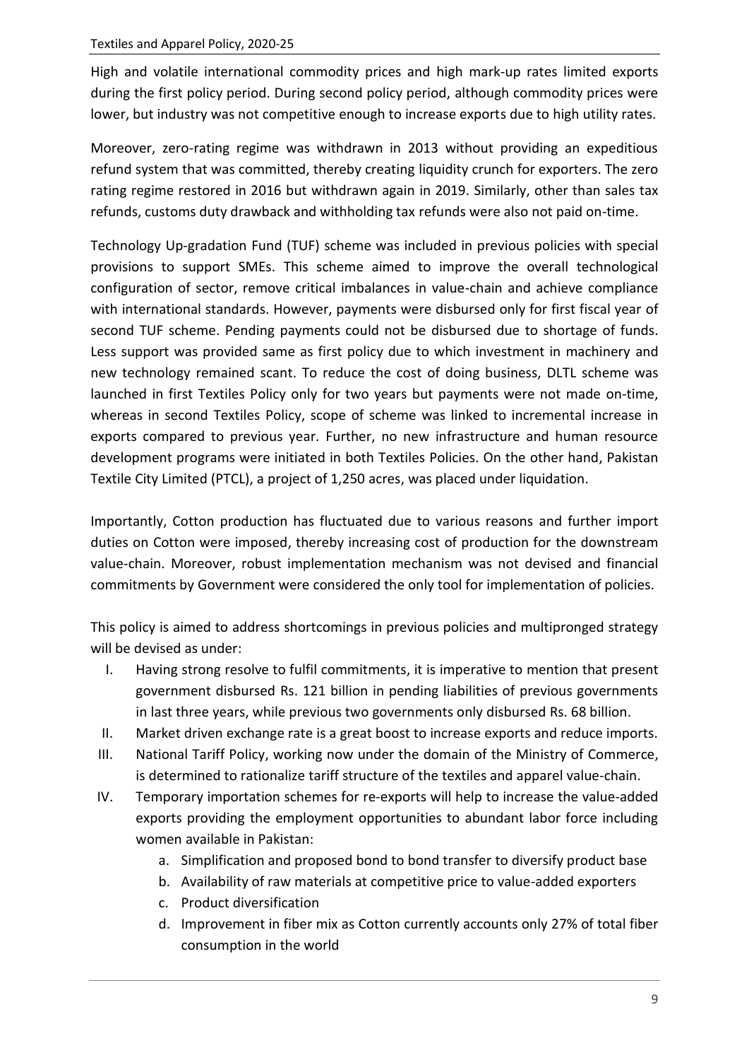High and volatile international commodity prices and high mark-up rates limited exports during the first policy period. During second policy period, although commodity prices were lower, but industry was not competitive enough to increase exports due to high utility rates.

Moreover, zero-rating regime was withdrawn in 2013 without providing an expeditious refund system that was committed, thereby creating liquidity crunch for exporters. The zero rating regime restored in 2016 but withdrawn again in 2019. Similarly, other than sales tax refunds, customs duty drawback and withholding tax refunds were also not paid on-time.

Technology Up-gradation Fund (TUF) scheme was included in previous policies with special provisions to support SMEs. This scheme aimed to improve the overall technological configuration of sector, remove critical imbalances in value-chain and achieve compliance with international standards. However, payments were disbursed only for first fiscal year of second TUF scheme. Pending payments could not be disbursed due to shortage of funds. Less support was provided same as first policy due to which investment in machinery and new technology remained scant. To reduce the cost of doing business, DLTL scheme was launched in first Textiles Policy only for two years but payments were not made on-time, whereas in second Textiles Policy, scope of scheme was linked to incremental increase in exports compared to previous year. Further, no new infrastructure and human resource development programs were initiated in both Textiles Policies. On the other hand, Pakistan Textile City Limited (PTCL), a project of 1,250 acres, was placed under liquidation.

Importantly, Cotton production has fluctuated due to various reasons and further import duties on Cotton were imposed, thereby increasing cost of production for the downstream value-chain. Moreover, robust implementation mechanism was not devised and financial commitments by Government were considered the only tool for implementation of policies.

This policy is aimed to address shortcomings in previous policies and multipronged strategy will be devised as under:

I. Having strong resolve to fulfil commitments, it is imperative to mention that present government disbursed Rs. 121 billion in pending liabilities of previous governments in last three years, while previous two governments only disbursed Rs. 68 billion.
II. Market driven exchange rate is a great boost to increase exports and reduce imports.
III. National Tariff Policy, working now under the domain of the Ministry of Commerce, is determined to rationalize tariff structure of the textiles and apparel value-chain.
IV. Temporary importation schemes for re-exports will help to increase the value-added exports providing the employment opportunities to abundant labor force including women available in Pakistan:
    a. Simplification and proposed bond to bond transfer to diversify product base
    b. Availability of raw materials at competitive price to value-added exporters
    c. Product diversification
    d. Improvement in fiber mix as Cotton currently accounts only 27% of total fiber consumption in the world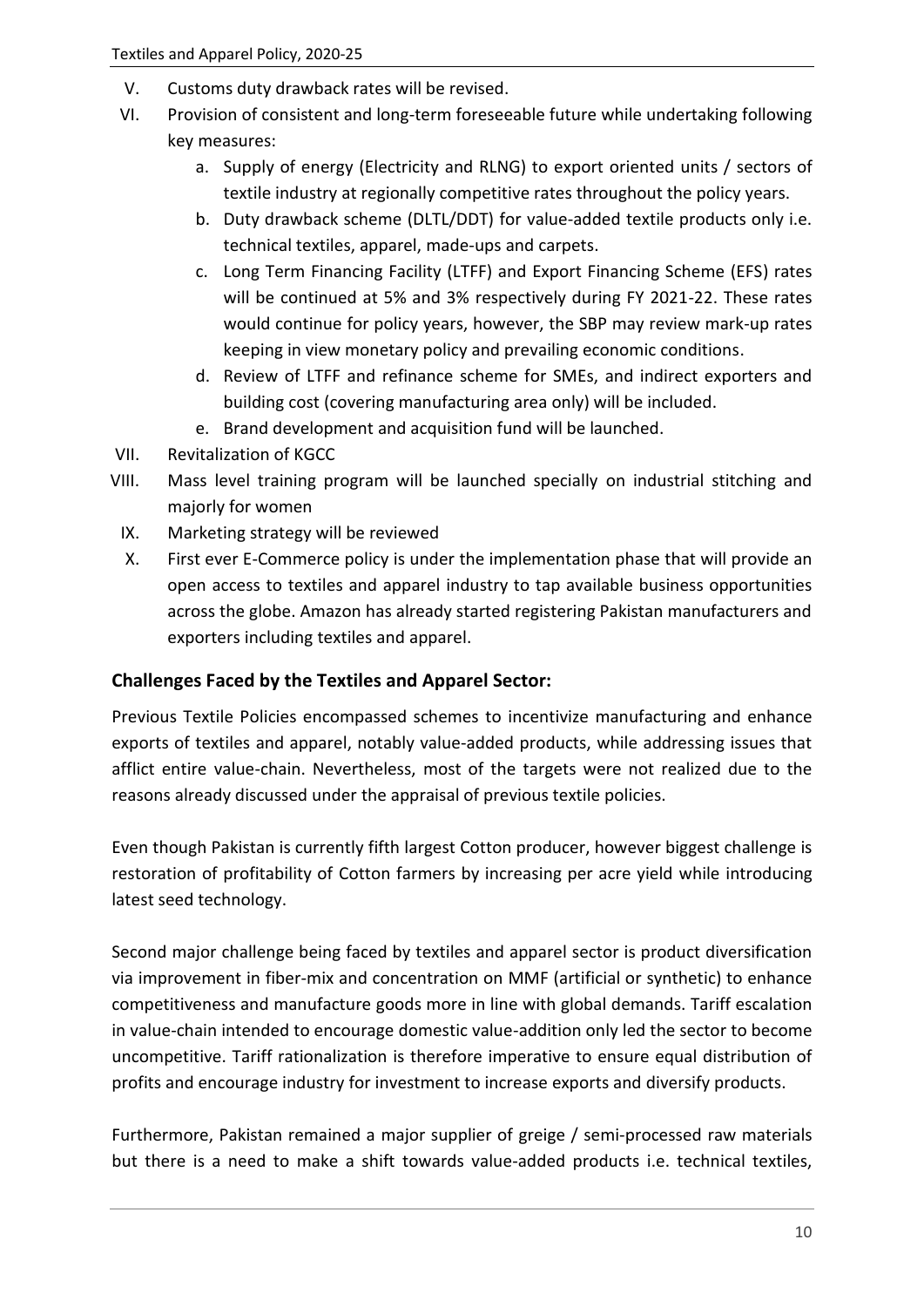V. Customs duty drawback rates will be revised.

VI. Provision of consistent and long-term foreseeable future while undertaking following key measures:

   a. Supply of energy (Electricity and RLNG) to export oriented units / sectors of textile industry at regionally competitive rates throughout the policy years.

   b. Duty drawback scheme (DLTL/DDT) for value-added textile products only i.e. technical textiles, apparel, made-ups and carpets.

   c. Long Term Financing Facility (LTFF) and Export Financing Scheme (EFS) rates will be continued at 5% and 3% respectively during FY 2021-22. These rates would continue for policy years, however, the SBP may review mark-up rates keeping in view monetary policy and prevailing economic conditions.

   d. Review of LTFF and refinance scheme for SMEs, and indirect exporters and building cost (covering manufacturing area only) will be included.

   e. Brand development and acquisition fund will be launched.

VII. Revitalization of KGCC

VIII. Mass level training program will be launched specially on industrial stitching and majorly for women

IX. Marketing strategy will be reviewed

X. First ever E-Commerce policy is under the implementation phase that will provide an open access to textiles and apparel industry to tap available business opportunities across the globe. Amazon has already started registering Pakistan manufacturers and exporters including textiles and apparel.

## Challenges Faced by the Textiles and Apparel Sector:

Previous Textile Policies encompassed schemes to incentivize manufacturing and enhance exports of textiles and apparel, notably value-added products, while addressing issues that afflict entire value-chain. Nevertheless, most of the targets were not realized due to the reasons already discussed under the appraisal of previous textile policies.

Even though Pakistan is currently fifth largest Cotton producer, however biggest challenge is restoration of profitability of Cotton farmers by increasing per acre yield while introducing latest seed technology.

Second major challenge being faced by textiles and apparel sector is product diversification via improvement in fiber-mix and concentration on MMF (artificial or synthetic) to enhance competitiveness and manufacture goods more in line with global demands. Tariff escalation in value-chain intended to encourage domestic value-addition only led the sector to become uncompetitive. Tariff rationalization is therefore imperative to ensure equal distribution of profits and encourage industry for investment to increase exports and diversify products.

Furthermore, Pakistan remained a major supplier of greige / semi-processed raw materials but there is a need to make a shift towards value-added products i.e. technical textiles,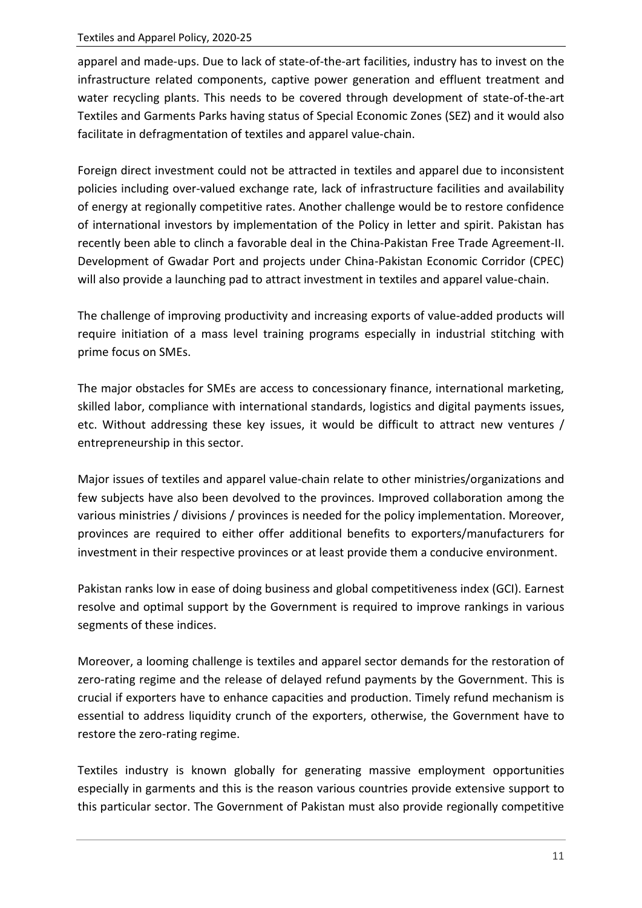apparel and made-ups. Due to lack of state-of-the-art facilities, industry has to invest on the infrastructure related components, captive power generation and effluent treatment and water recycling plants. This needs to be covered through development of state-of-the-art Textiles and Garments Parks having status of Special Economic Zones (SEZ) and it would also facilitate in defragmentation of textiles and apparel value-chain.

Foreign direct investment could not be attracted in textiles and apparel due to inconsistent policies including over-valued exchange rate, lack of infrastructure facilities and availability of energy at regionally competitive rates. Another challenge would be to restore confidence of international investors by implementation of the Policy in letter and spirit. Pakistan has recently been able to clinch a favorable deal in the China-Pakistan Free Trade Agreement-II. Development of Gwadar Port and projects under China-Pakistan Economic Corridor (CPEC) will also provide a launching pad to attract investment in textiles and apparel value-chain.

The challenge of improving productivity and increasing exports of value-added products will require initiation of a mass level training programs especially in industrial stitching with prime focus on SMEs.

The major obstacles for SMEs are access to concessionary finance, international marketing, skilled labor, compliance with international standards, logistics and digital payments issues, etc. Without addressing these key issues, it would be difficult to attract new ventures / entrepreneurship in this sector.

Major issues of textiles and apparel value-chain relate to other ministries/organizations and few subjects have also been devolved to the provinces. Improved collaboration among the various ministries / divisions / provinces is needed for the policy implementation. Moreover, provinces are required to either offer additional benefits to exporters/manufacturers for investment in their respective provinces or at least provide them a conducive environment.

Pakistan ranks low in ease of doing business and global competitiveness index (GCI). Earnest resolve and optimal support by the Government is required to improve rankings in various segments of these indices.

Moreover, a looming challenge is textiles and apparel sector demands for the restoration of zero-rating regime and the release of delayed refund payments by the Government. This is crucial if exporters have to enhance capacities and production. Timely refund mechanism is essential to address liquidity crunch of the exporters, otherwise, the Government have to restore the zero-rating regime.

Textiles industry is known globally for generating massive employment opportunities especially in garments and this is the reason various countries provide extensive support to this particular sector. The Government of Pakistan must also provide regionally competitive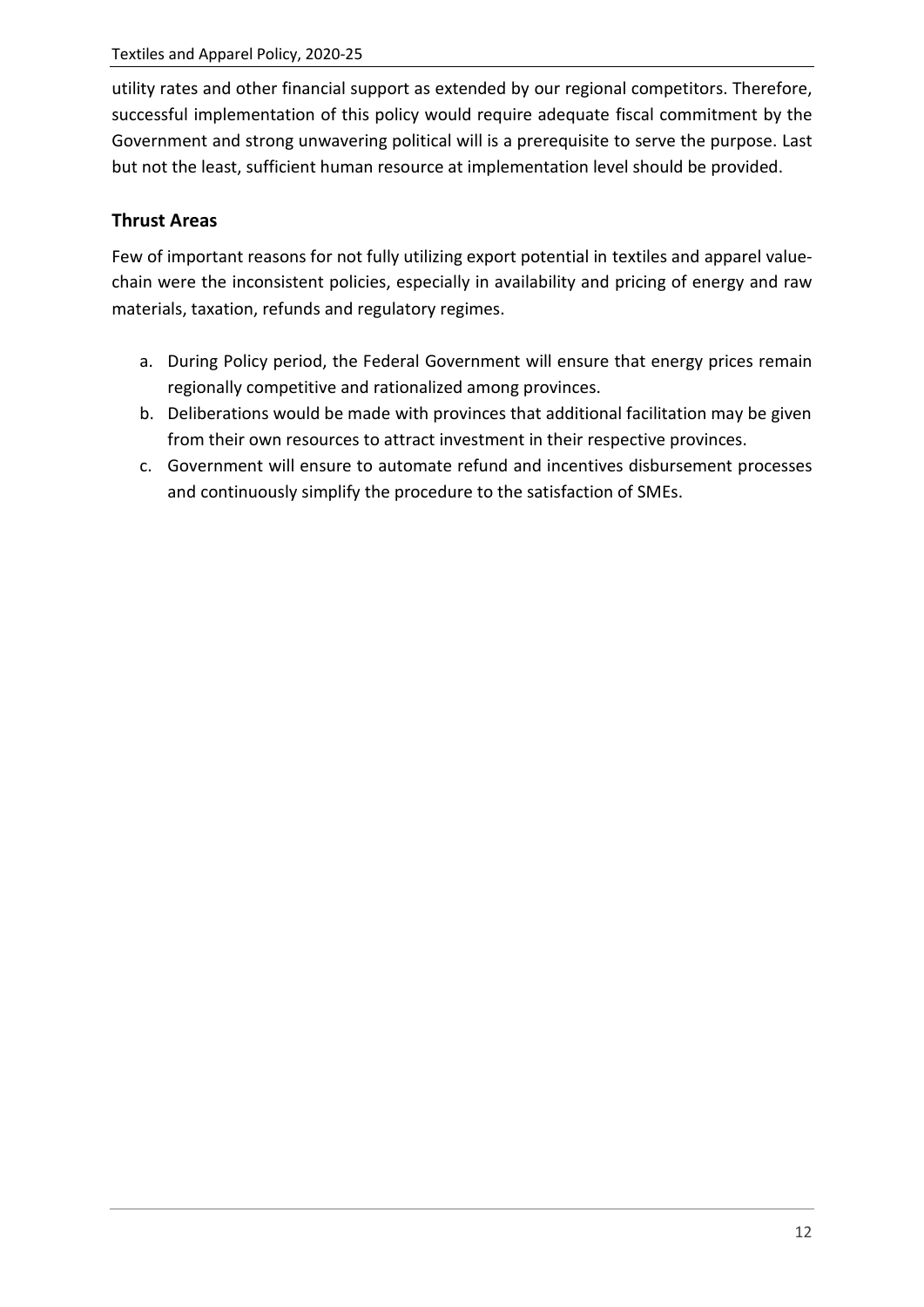utility rates and other financial support as extended by our regional competitors. Therefore, successful implementation of this policy would require adequate fiscal commitment by the Government and strong unwavering political will is a prerequisite to serve the purpose. Last but not the least, sufficient human resource at implementation level should be provided.

## Thrust Areas

Few of important reasons for not fully utilizing export potential in textiles and apparel value-chain were the inconsistent policies, especially in availability and pricing of energy and raw materials, taxation, refunds and regulatory regimes.

a. During Policy period, the Federal Government will ensure that energy prices remain regionally competitive and rationalized among provinces.
b. Deliberations would be made with provinces that additional facilitation may be given from their own resources to attract investment in their respective provinces.
c. Government will ensure to automate refund and incentives disbursement processes and continuously simplify the procedure to the satisfaction of SMEs.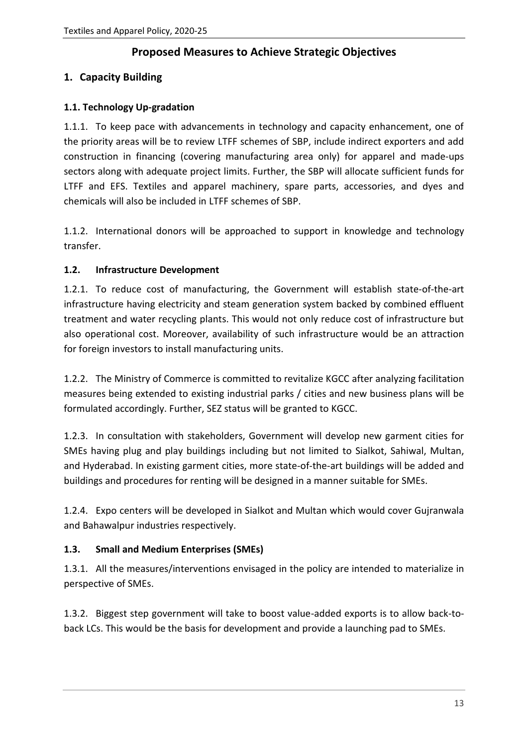## Proposed Measures to Achieve Strategic Objectives

### 1. Capacity Building

#### 1.1. Technology Up-gradation

1.1.1. To keep pace with advancements in technology and capacity enhancement, one of the priority areas will be to review LTFF schemes of SBP, include indirect exporters and add construction in financing (covering manufacturing area only) for apparel and made-ups sectors along with adequate project limits. Further, the SBP will allocate sufficient funds for LTFF and EFS. Textiles and apparel machinery, spare parts, accessories, and dyes and chemicals will also be included in LTFF schemes of SBP.

1.1.2. International donors will be approached to support in knowledge and technology transfer.

#### 1.2. Infrastructure Development

1.2.1. To reduce cost of manufacturing, the Government will establish state-of-the-art infrastructure having electricity and steam generation system backed by combined effluent treatment and water recycling plants. This would not only reduce cost of infrastructure but also operational cost. Moreover, availability of such infrastructure would be an attraction for foreign investors to install manufacturing units.

1.2.2. The Ministry of Commerce is committed to revitalize KGCC after analyzing facilitation measures being extended to existing industrial parks / cities and new business plans will be formulated accordingly. Further, SEZ status will be granted to KGCC.

1.2.3. In consultation with stakeholders, Government will develop new garment cities for SMEs having plug and play buildings including but not limited to Sialkot, Sahiwal, Multan, and Hyderabad. In existing garment cities, more state-of-the-art buildings will be added and buildings and procedures for renting will be designed in a manner suitable for SMEs.

1.2.4. Expo centers will be developed in Sialkot and Multan which would cover Gujranwala and Bahawalpur industries respectively.

#### 1.3. Small and Medium Enterprises (SMEs)

1.3.1. All the measures/interventions envisaged in the policy are intended to materialize in perspective of SMEs.

1.3.2. Biggest step government will take to boost value-added exports is to allow back-to-back LCs. This would be the basis for development and provide a launching pad to SMEs.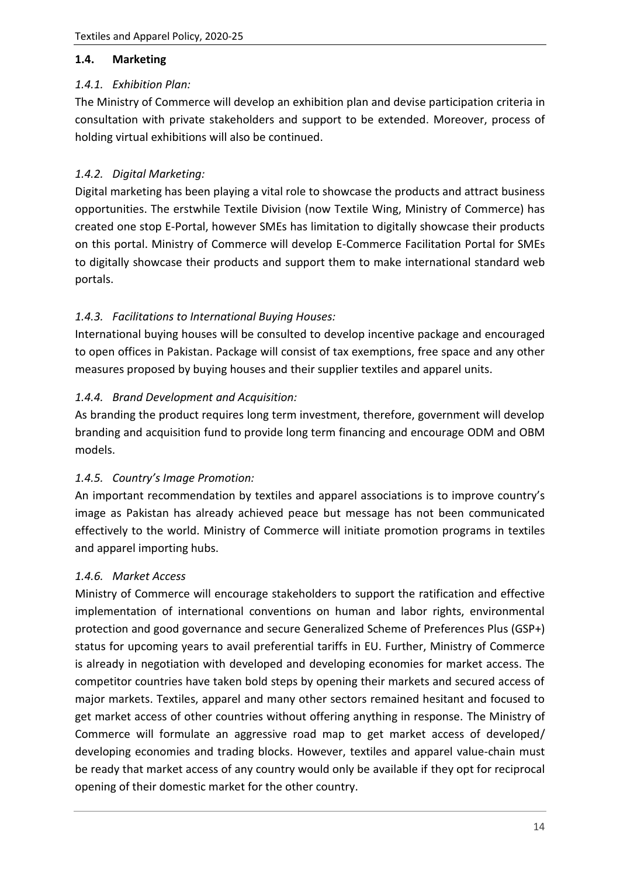## 1.4. Marketing

### *1.4.1. Exhibition Plan:*

The Ministry of Commerce will develop an exhibition plan and devise participation criteria in consultation with private stakeholders and support to be extended. Moreover, process of holding virtual exhibitions will also be continued.

### *1.4.2. Digital Marketing:*

Digital marketing has been playing a vital role to showcase the products and attract business opportunities. The erstwhile Textile Division (now Textile Wing, Ministry of Commerce) has created one stop E-Portal, however SMEs has limitation to digitally showcase their products on this portal. Ministry of Commerce will develop E-Commerce Facilitation Portal for SMEs to digitally showcase their products and support them to make international standard web portals.

### *1.4.3. Facilitations to International Buying Houses:*

International buying houses will be consulted to develop incentive package and encouraged to open offices in Pakistan. Package will consist of tax exemptions, free space and any other measures proposed by buying houses and their supplier textiles and apparel units.

### *1.4.4. Brand Development and Acquisition:*

As branding the product requires long term investment, therefore, government will develop branding and acquisition fund to provide long term financing and encourage ODM and OBM models.

### *1.4.5. Country's Image Promotion:*

An important recommendation by textiles and apparel associations is to improve country's image as Pakistan has already achieved peace but message has not been communicated effectively to the world. Ministry of Commerce will initiate promotion programs in textiles and apparel importing hubs.

### *1.4.6. Market Access*

Ministry of Commerce will encourage stakeholders to support the ratification and effective implementation of international conventions on human and labor rights, environmental protection and good governance and secure Generalized Scheme of Preferences Plus (GSP+) status for upcoming years to avail preferential tariffs in EU. Further, Ministry of Commerce is already in negotiation with developed and developing economies for market access. The competitor countries have taken bold steps by opening their markets and secured access of major markets. Textiles, apparel and many other sectors remained hesitant and focused to get market access of other countries without offering anything in response. The Ministry of Commerce will formulate an aggressive road map to get market access of developed/ developing economies and trading blocks. However, textiles and apparel value-chain must be ready that market access of any country would only be available if they opt for reciprocal opening of their domestic market for the other country.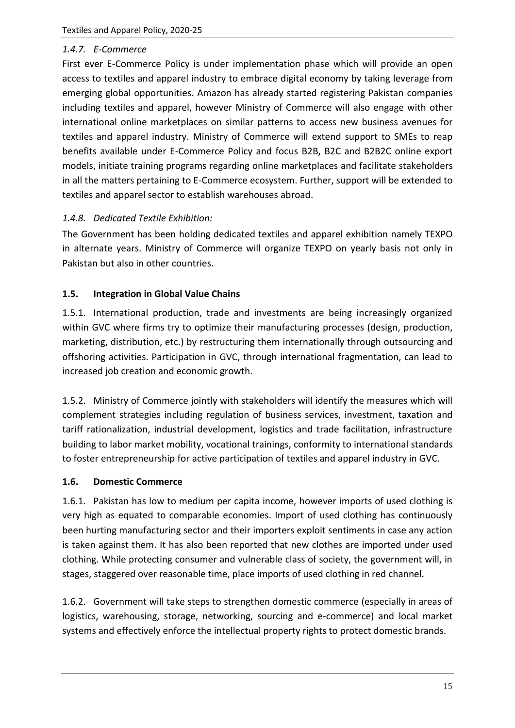#### *1.4.7. E-Commerce*

First ever E-Commerce Policy is under implementation phase which will provide an open access to textiles and apparel industry to embrace digital economy by taking leverage from emerging global opportunities. Amazon has already started registering Pakistan companies including textiles and apparel, however Ministry of Commerce will also engage with other international online marketplaces on similar patterns to access new business avenues for textiles and apparel industry. Ministry of Commerce will extend support to SMEs to reap benefits available under E-Commerce Policy and focus B2B, B2C and B2B2C online export models, initiate training programs regarding online marketplaces and facilitate stakeholders in all the matters pertaining to E-Commerce ecosystem. Further, support will be extended to textiles and apparel sector to establish warehouses abroad.

#### *1.4.8. Dedicated Textile Exhibition:*

The Government has been holding dedicated textiles and apparel exhibition namely TEXPO in alternate years. Ministry of Commerce will organize TEXPO on yearly basis not only in Pakistan but also in other countries.

### 1.5. Integration in Global Value Chains

1.5.1. International production, trade and investments are being increasingly organized within GVC where firms try to optimize their manufacturing processes (design, production, marketing, distribution, etc.) by restructuring them internationally through outsourcing and offshoring activities. Participation in GVC, through international fragmentation, can lead to increased job creation and economic growth.

1.5.2. Ministry of Commerce jointly with stakeholders will identify the measures which will complement strategies including regulation of business services, investment, taxation and tariff rationalization, industrial development, logistics and trade facilitation, infrastructure building to labor market mobility, vocational trainings, conformity to international standards to foster entrepreneurship for active participation of textiles and apparel industry in GVC.

### 1.6. Domestic Commerce

1.6.1. Pakistan has low to medium per capita income, however imports of used clothing is very high as equated to comparable economies. Import of used clothing has continuously been hurting manufacturing sector and their importers exploit sentiments in case any action is taken against them. It has also been reported that new clothes are imported under used clothing. While protecting consumer and vulnerable class of society, the government will, in stages, staggered over reasonable time, place imports of used clothing in red channel.

1.6.2. Government will take steps to strengthen domestic commerce (especially in areas of logistics, warehousing, storage, networking, sourcing and e-commerce) and local market systems and effectively enforce the intellectual property rights to protect domestic brands.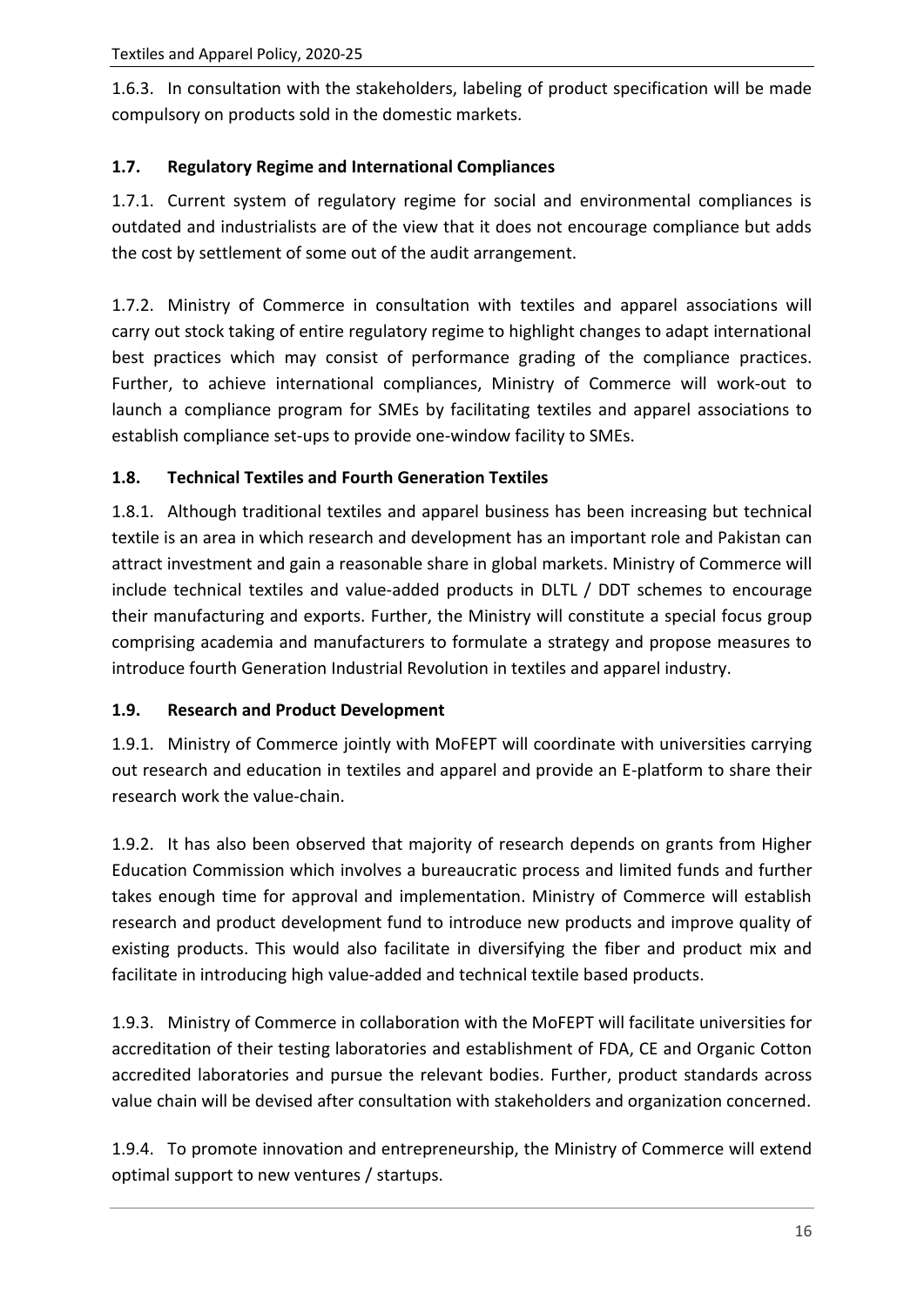1.6.3. In consultation with the stakeholders, labeling of product specification will be made compulsory on products sold in the domestic markets.

### 1.7. Regulatory Regime and International Compliances

1.7.1. Current system of regulatory regime for social and environmental compliances is outdated and industrialists are of the view that it does not encourage compliance but adds the cost by settlement of some out of the audit arrangement.

1.7.2. Ministry of Commerce in consultation with textiles and apparel associations will carry out stock taking of entire regulatory regime to highlight changes to adapt international best practices which may consist of performance grading of the compliance practices. Further, to achieve international compliances, Ministry of Commerce will work-out to launch a compliance program for SMEs by facilitating textiles and apparel associations to establish compliance set-ups to provide one-window facility to SMEs.

### 1.8. Technical Textiles and Fourth Generation Textiles

1.8.1. Although traditional textiles and apparel business has been increasing but technical textile is an area in which research and development has an important role and Pakistan can attract investment and gain a reasonable share in global markets. Ministry of Commerce will include technical textiles and value-added products in DLTL / DDT schemes to encourage their manufacturing and exports. Further, the Ministry will constitute a special focus group comprising academia and manufacturers to formulate a strategy and propose measures to introduce fourth Generation Industrial Revolution in textiles and apparel industry.

### 1.9. Research and Product Development

1.9.1. Ministry of Commerce jointly with MoFEPT will coordinate with universities carrying out research and education in textiles and apparel and provide an E-platform to share their research work the value-chain.

1.9.2. It has also been observed that majority of research depends on grants from Higher Education Commission which involves a bureaucratic process and limited funds and further takes enough time for approval and implementation. Ministry of Commerce will establish research and product development fund to introduce new products and improve quality of existing products. This would also facilitate in diversifying the fiber and product mix and facilitate in introducing high value-added and technical textile based products.

1.9.3. Ministry of Commerce in collaboration with the MoFEPT will facilitate universities for accreditation of their testing laboratories and establishment of FDA, CE and Organic Cotton accredited laboratories and pursue the relevant bodies. Further, product standards across value chain will be devised after consultation with stakeholders and organization concerned.

1.9.4. To promote innovation and entrepreneurship, the Ministry of Commerce will extend optimal support to new ventures / startups.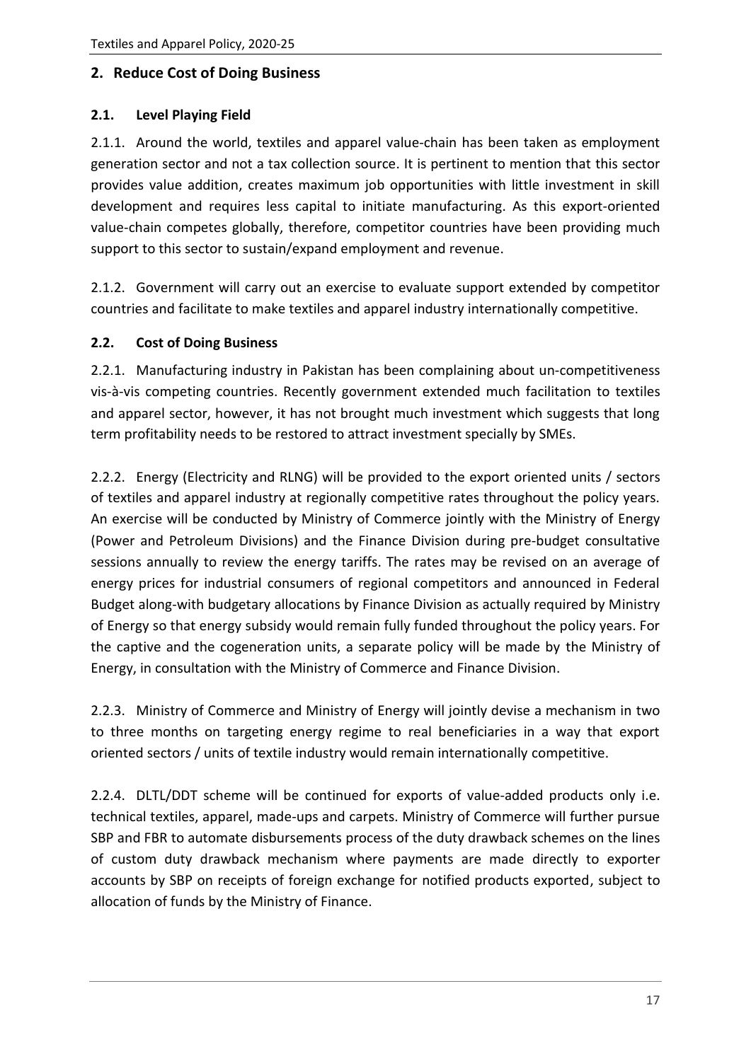## 2. Reduce Cost of Doing Business

### 2.1. Level Playing Field

2.1.1. Around the world, textiles and apparel value-chain has been taken as employment generation sector and not a tax collection source. It is pertinent to mention that this sector provides value addition, creates maximum job opportunities with little investment in skill development and requires less capital to initiate manufacturing. As this export-oriented value-chain competes globally, therefore, competitor countries have been providing much support to this sector to sustain/expand employment and revenue.

2.1.2. Government will carry out an exercise to evaluate support extended by competitor countries and facilitate to make textiles and apparel industry internationally competitive.

### 2.2. Cost of Doing Business

2.2.1. Manufacturing industry in Pakistan has been complaining about un-competitiveness vis-à-vis competing countries. Recently government extended much facilitation to textiles and apparel sector, however, it has not brought much investment which suggests that long term profitability needs to be restored to attract investment specially by SMEs.

2.2.2. Energy (Electricity and RLNG) will be provided to the export oriented units / sectors of textiles and apparel industry at regionally competitive rates throughout the policy years. An exercise will be conducted by Ministry of Commerce jointly with the Ministry of Energy (Power and Petroleum Divisions) and the Finance Division during pre-budget consultative sessions annually to review the energy tariffs. The rates may be revised on an average of energy prices for industrial consumers of regional competitors and announced in Federal Budget along-with budgetary allocations by Finance Division as actually required by Ministry of Energy so that energy subsidy would remain fully funded throughout the policy years. For the captive and the cogeneration units, a separate policy will be made by the Ministry of Energy, in consultation with the Ministry of Commerce and Finance Division.

2.2.3. Ministry of Commerce and Ministry of Energy will jointly devise a mechanism in two to three months on targeting energy regime to real beneficiaries in a way that export oriented sectors / units of textile industry would remain internationally competitive.

2.2.4. DLTL/DDT scheme will be continued for exports of value-added products only i.e. technical textiles, apparel, made-ups and carpets. Ministry of Commerce will further pursue SBP and FBR to automate disbursements process of the duty drawback schemes on the lines of custom duty drawback mechanism where payments are made directly to exporter accounts by SBP on receipts of foreign exchange for notified products exported, subject to allocation of funds by the Ministry of Finance.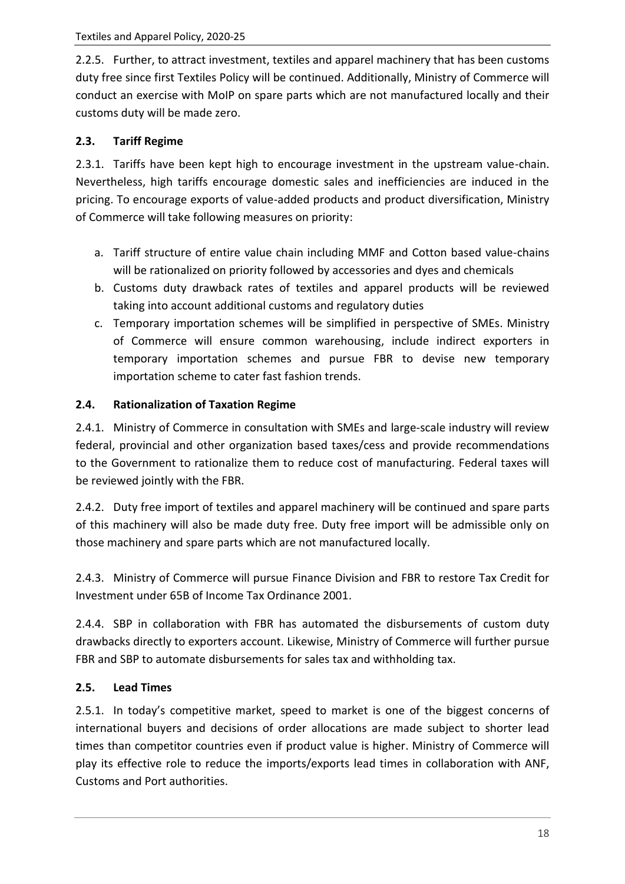2.2.5. Further, to attract investment, textiles and apparel machinery that has been customs duty free since first Textiles Policy will be continued. Additionally, Ministry of Commerce will conduct an exercise with MoIP on spare parts which are not manufactured locally and their customs duty will be made zero.

### 2.3. Tariff Regime

2.3.1. Tariffs have been kept high to encourage investment in the upstream value-chain. Nevertheless, high tariffs encourage domestic sales and inefficiencies are induced in the pricing. To encourage exports of value-added products and product diversification, Ministry of Commerce will take following measures on priority:

a. Tariff structure of entire value chain including MMF and Cotton based value-chains will be rationalized on priority followed by accessories and dyes and chemicals
b. Customs duty drawback rates of textiles and apparel products will be reviewed taking into account additional customs and regulatory duties
c. Temporary importation schemes will be simplified in perspective of SMEs. Ministry of Commerce will ensure common warehousing, include indirect exporters in temporary importation schemes and pursue FBR to devise new temporary importation scheme to cater fast fashion trends.

### 2.4. Rationalization of Taxation Regime

2.4.1. Ministry of Commerce in consultation with SMEs and large-scale industry will review federal, provincial and other organization based taxes/cess and provide recommendations to the Government to rationalize them to reduce cost of manufacturing. Federal taxes will be reviewed jointly with the FBR.

2.4.2. Duty free import of textiles and apparel machinery will be continued and spare parts of this machinery will also be made duty free. Duty free import will be admissible only on those machinery and spare parts which are not manufactured locally.

2.4.3. Ministry of Commerce will pursue Finance Division and FBR to restore Tax Credit for Investment under 65B of Income Tax Ordinance 2001.

2.4.4. SBP in collaboration with FBR has automated the disbursements of custom duty drawbacks directly to exporters account. Likewise, Ministry of Commerce will further pursue FBR and SBP to automate disbursements for sales tax and withholding tax.

### 2.5. Lead Times

2.5.1. In today's competitive market, speed to market is one of the biggest concerns of international buyers and decisions of order allocations are made subject to shorter lead times than competitor countries even if product value is higher. Ministry of Commerce will play its effective role to reduce the imports/exports lead times in collaboration with ANF, Customs and Port authorities.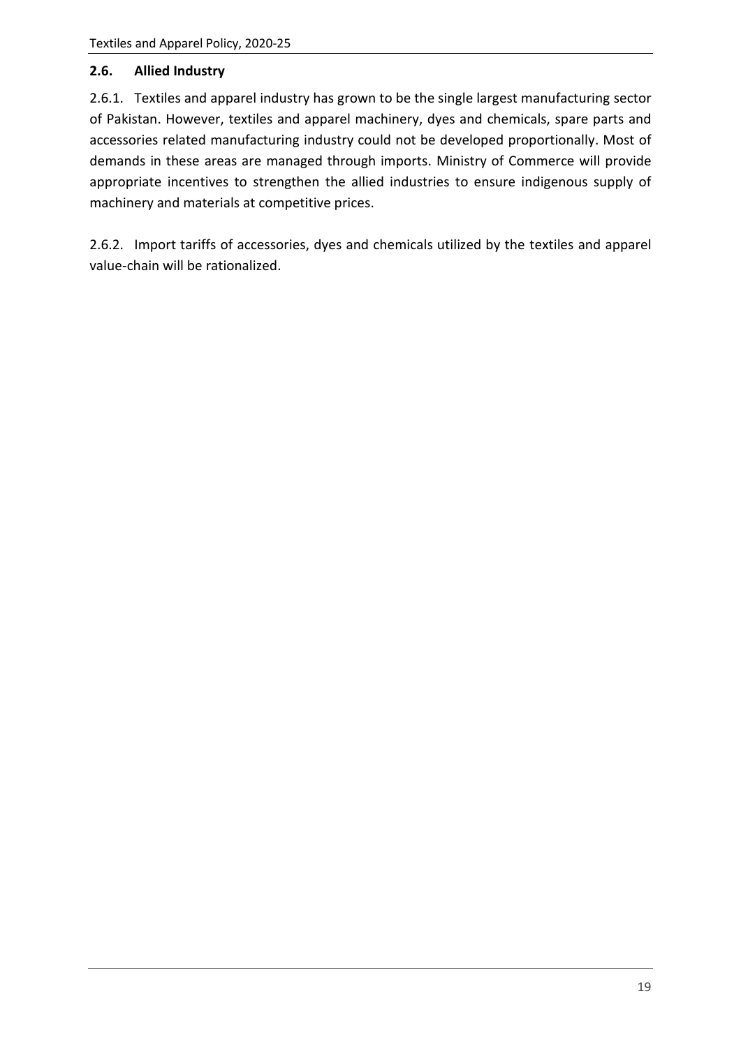## 2.6. Allied Industry

2.6.1. Textiles and apparel industry has grown to be the single largest manufacturing sector of Pakistan. However, textiles and apparel machinery, dyes and chemicals, spare parts and accessories related manufacturing industry could not be developed proportionally. Most of demands in these areas are managed through imports. Ministry of Commerce will provide appropriate incentives to strengthen the allied industries to ensure indigenous supply of machinery and materials at competitive prices.

2.6.2. Import tariffs of accessories, dyes and chemicals utilized by the textiles and apparel value-chain will be rationalized.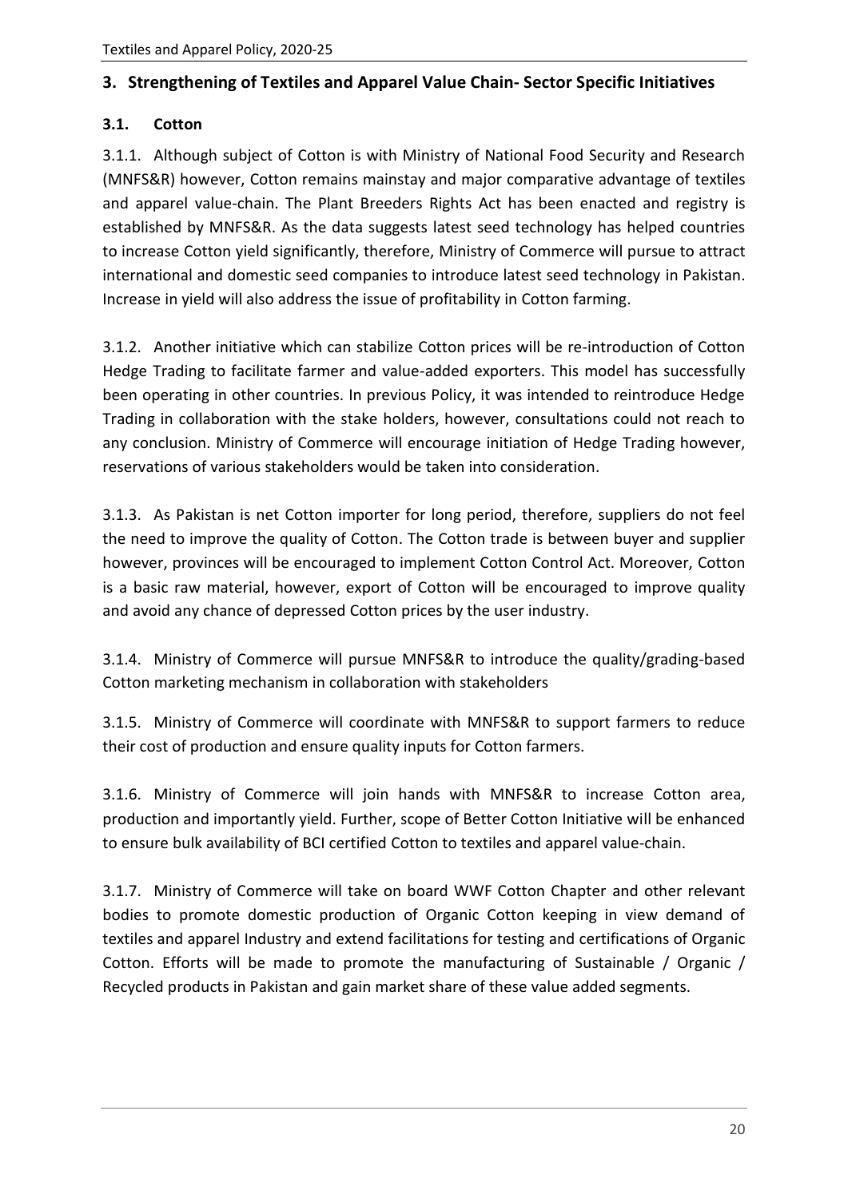## 3. Strengthening of Textiles and Apparel Value Chain- Sector Specific Initiatives

### 3.1. Cotton

3.1.1. Although subject of Cotton is with Ministry of National Food Security and Research (MNFS&R) however, Cotton remains mainstay and major comparative advantage of textiles and apparel value-chain. The Plant Breeders Rights Act has been enacted and registry is established by MNFS&R. As the data suggests latest seed technology has helped countries to increase Cotton yield significantly, therefore, Ministry of Commerce will pursue to attract international and domestic seed companies to introduce latest seed technology in Pakistan. Increase in yield will also address the issue of profitability in Cotton farming.

3.1.2. Another initiative which can stabilize Cotton prices will be re-introduction of Cotton Hedge Trading to facilitate farmer and value-added exporters. This model has successfully been operating in other countries. In previous Policy, it was intended to reintroduce Hedge Trading in collaboration with the stake holders, however, consultations could not reach to any conclusion. Ministry of Commerce will encourage initiation of Hedge Trading however, reservations of various stakeholders would be taken into consideration.

3.1.3. As Pakistan is net Cotton importer for long period, therefore, suppliers do not feel the need to improve the quality of Cotton. The Cotton trade is between buyer and supplier however, provinces will be encouraged to implement Cotton Control Act. Moreover, Cotton is a basic raw material, however, export of Cotton will be encouraged to improve quality and avoid any chance of depressed Cotton prices by the user industry.

3.1.4. Ministry of Commerce will pursue MNFS&R to introduce the quality/grading-based Cotton marketing mechanism in collaboration with stakeholders

3.1.5. Ministry of Commerce will coordinate with MNFS&R to support farmers to reduce their cost of production and ensure quality inputs for Cotton farmers.

3.1.6. Ministry of Commerce will join hands with MNFS&R to increase Cotton area, production and importantly yield. Further, scope of Better Cotton Initiative will be enhanced to ensure bulk availability of BCI certified Cotton to textiles and apparel value-chain.

3.1.7. Ministry of Commerce will take on board WWF Cotton Chapter and other relevant bodies to promote domestic production of Organic Cotton keeping in view demand of textiles and apparel Industry and extend facilitations for testing and certifications of Organic Cotton. Efforts will be made to promote the manufacturing of Sustainable / Organic / Recycled products in Pakistan and gain market share of these value added segments.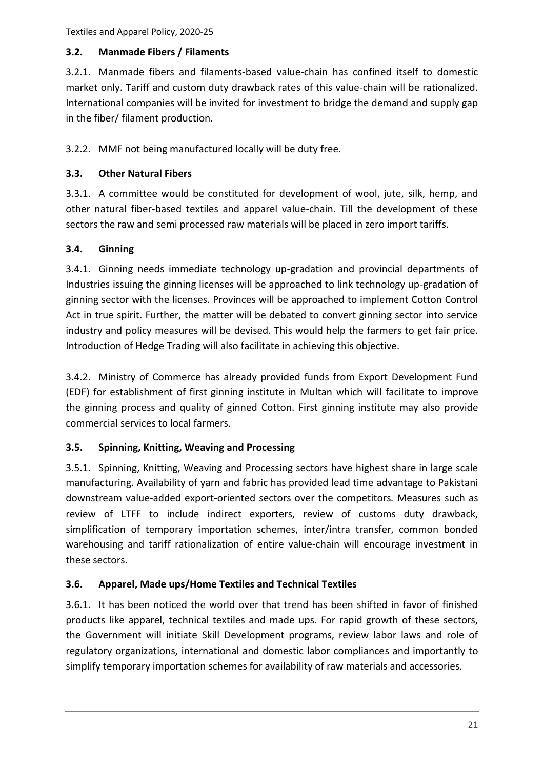### 3.2. Manmade Fibers / Filaments

3.2.1. Manmade fibers and filaments-based value-chain has confined itself to domestic market only. Tariff and custom duty drawback rates of this value-chain will be rationalized. International companies will be invited for investment to bridge the demand and supply gap in the fiber/ filament production.

3.2.2. MMF not being manufactured locally will be duty free.

### 3.3. Other Natural Fibers

3.3.1. A committee would be constituted for development of wool, jute, silk, hemp, and other natural fiber-based textiles and apparel value-chain. Till the development of these sectors the raw and semi processed raw materials will be placed in zero import tariffs.

### 3.4. Ginning

3.4.1. Ginning needs immediate technology up-gradation and provincial departments of Industries issuing the ginning licenses will be approached to link technology up-gradation of ginning sector with the licenses. Provinces will be approached to implement Cotton Control Act in true spirit. Further, the matter will be debated to convert ginning sector into service industry and policy measures will be devised. This would help the farmers to get fair price. Introduction of Hedge Trading will also facilitate in achieving this objective.

3.4.2. Ministry of Commerce has already provided funds from Export Development Fund (EDF) for establishment of first ginning institute in Multan which will facilitate to improve the ginning process and quality of ginned Cotton. First ginning institute may also provide commercial services to local farmers.

### 3.5. Spinning, Knitting, Weaving and Processing

3.5.1. Spinning, Knitting, Weaving and Processing sectors have highest share in large scale manufacturing. Availability of yarn and fabric has provided lead time advantage to Pakistani downstream value-added export-oriented sectors over the competitors. Measures such as review of LTFF to include indirect exporters, review of customs duty drawback, simplification of temporary importation schemes, inter/intra transfer, common bonded warehousing and tariff rationalization of entire value-chain will encourage investment in these sectors.

### 3.6. Apparel, Made ups/Home Textiles and Technical Textiles

3.6.1. It has been noticed the world over that trend has been shifted in favor of finished products like apparel, technical textiles and made ups. For rapid growth of these sectors, the Government will initiate Skill Development programs, review labor laws and role of regulatory organizations, international and domestic labor compliances and importantly to simplify temporary importation schemes for availability of raw materials and accessories.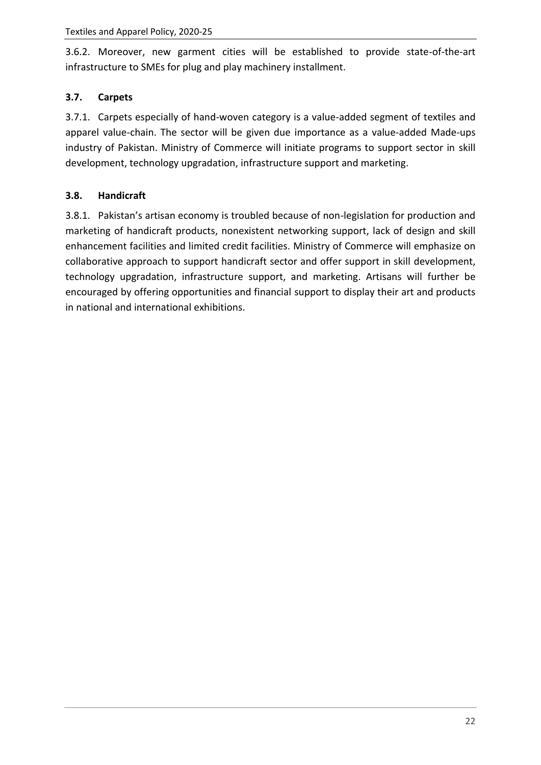3.6.2. Moreover, new garment cities will be established to provide state-of-the-art infrastructure to SMEs for plug and play machinery installment.

### 3.7. Carpets

3.7.1. Carpets especially of hand-woven category is a value-added segment of textiles and apparel value-chain. The sector will be given due importance as a value-added Made-ups industry of Pakistan. Ministry of Commerce will initiate programs to support sector in skill development, technology upgradation, infrastructure support and marketing.

### 3.8. Handicraft

3.8.1. Pakistan's artisan economy is troubled because of non-legislation for production and marketing of handicraft products, nonexistent networking support, lack of design and skill enhancement facilities and limited credit facilities. Ministry of Commerce will emphasize on collaborative approach to support handicraft sector and offer support in skill development, technology upgradation, infrastructure support, and marketing. Artisans will further be encouraged by offering opportunities and financial support to display their art and products in national and international exhibitions.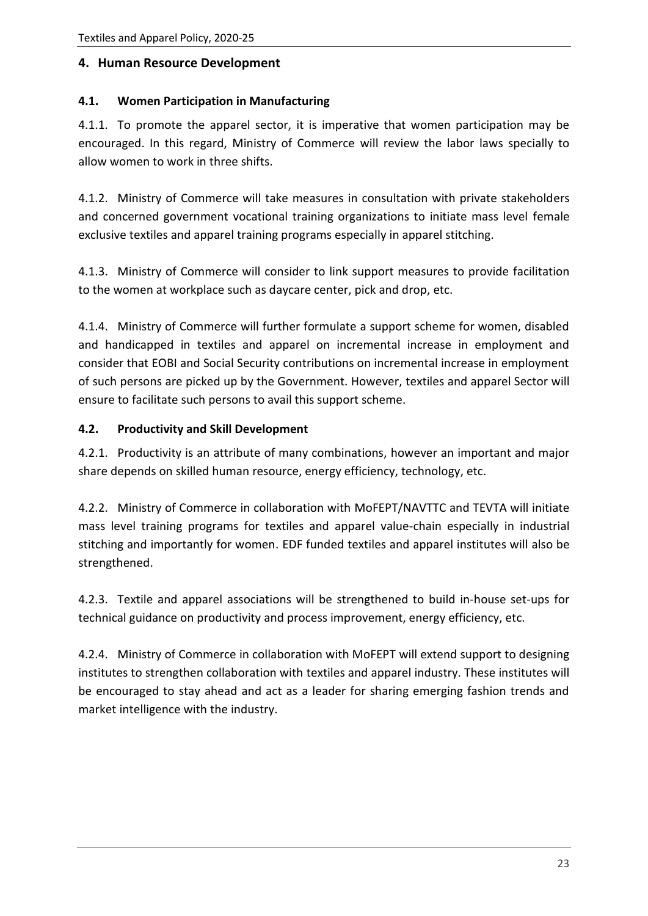## 4. Human Resource Development

### 4.1. Women Participation in Manufacturing

4.1.1. To promote the apparel sector, it is imperative that women participation may be encouraged. In this regard, Ministry of Commerce will review the labor laws specially to allow women to work in three shifts.

4.1.2. Ministry of Commerce will take measures in consultation with private stakeholders and concerned government vocational training organizations to initiate mass level female exclusive textiles and apparel training programs especially in apparel stitching.

4.1.3. Ministry of Commerce will consider to link support measures to provide facilitation to the women at workplace such as daycare center, pick and drop, etc.

4.1.4. Ministry of Commerce will further formulate a support scheme for women, disabled and handicapped in textiles and apparel on incremental increase in employment and consider that EOBI and Social Security contributions on incremental increase in employment of such persons are picked up by the Government. However, textiles and apparel Sector will ensure to facilitate such persons to avail this support scheme.

### 4.2. Productivity and Skill Development

4.2.1. Productivity is an attribute of many combinations, however an important and major share depends on skilled human resource, energy efficiency, technology, etc.

4.2.2. Ministry of Commerce in collaboration with MoFEPT/NAVTTC and TEVTA will initiate mass level training programs for textiles and apparel value-chain especially in industrial stitching and importantly for women. EDF funded textiles and apparel institutes will also be strengthened.

4.2.3. Textile and apparel associations will be strengthened to build in-house set-ups for technical guidance on productivity and process improvement, energy efficiency, etc.

4.2.4. Ministry of Commerce in collaboration with MoFEPT will extend support to designing institutes to strengthen collaboration with textiles and apparel industry. These institutes will be encouraged to stay ahead and act as a leader for sharing emerging fashion trends and market intelligence with the industry.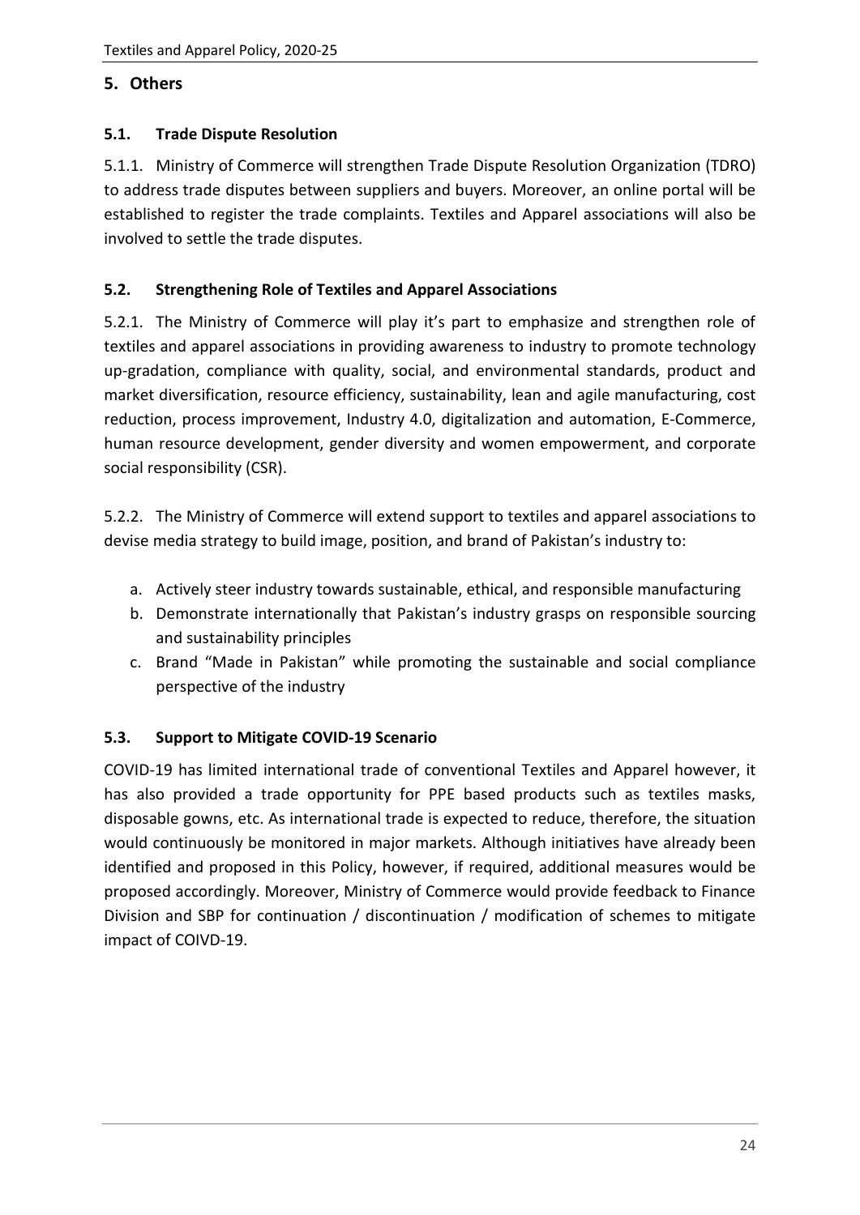## 5. Others

### 5.1. Trade Dispute Resolution

5.1.1. Ministry of Commerce will strengthen Trade Dispute Resolution Organization (TDRO) to address trade disputes between suppliers and buyers. Moreover, an online portal will be established to register the trade complaints. Textiles and Apparel associations will also be involved to settle the trade disputes.

### 5.2. Strengthening Role of Textiles and Apparel Associations

5.2.1. The Ministry of Commerce will play it's part to emphasize and strengthen role of textiles and apparel associations in providing awareness to industry to promote technology up-gradation, compliance with quality, social, and environmental standards, product and market diversification, resource efficiency, sustainability, lean and agile manufacturing, cost reduction, process improvement, Industry 4.0, digitalization and automation, E-Commerce, human resource development, gender diversity and women empowerment, and corporate social responsibility (CSR).

5.2.2. The Ministry of Commerce will extend support to textiles and apparel associations to devise media strategy to build image, position, and brand of Pakistan's industry to:

a. Actively steer industry towards sustainable, ethical, and responsible manufacturing
b. Demonstrate internationally that Pakistan's industry grasps on responsible sourcing and sustainability principles
c. Brand "Made in Pakistan" while promoting the sustainable and social compliance perspective of the industry

### 5.3. Support to Mitigate COVID-19 Scenario

COVID-19 has limited international trade of conventional Textiles and Apparel however, it has also provided a trade opportunity for PPE based products such as textiles masks, disposable gowns, etc. As international trade is expected to reduce, therefore, the situation would continuously be monitored in major markets. Although initiatives have already been identified and proposed in this Policy, however, if required, additional measures would be proposed accordingly. Moreover, Ministry of Commerce would provide feedback to Finance Division and SBP for continuation / discontinuation / modification of schemes to mitigate impact of COIVD-19.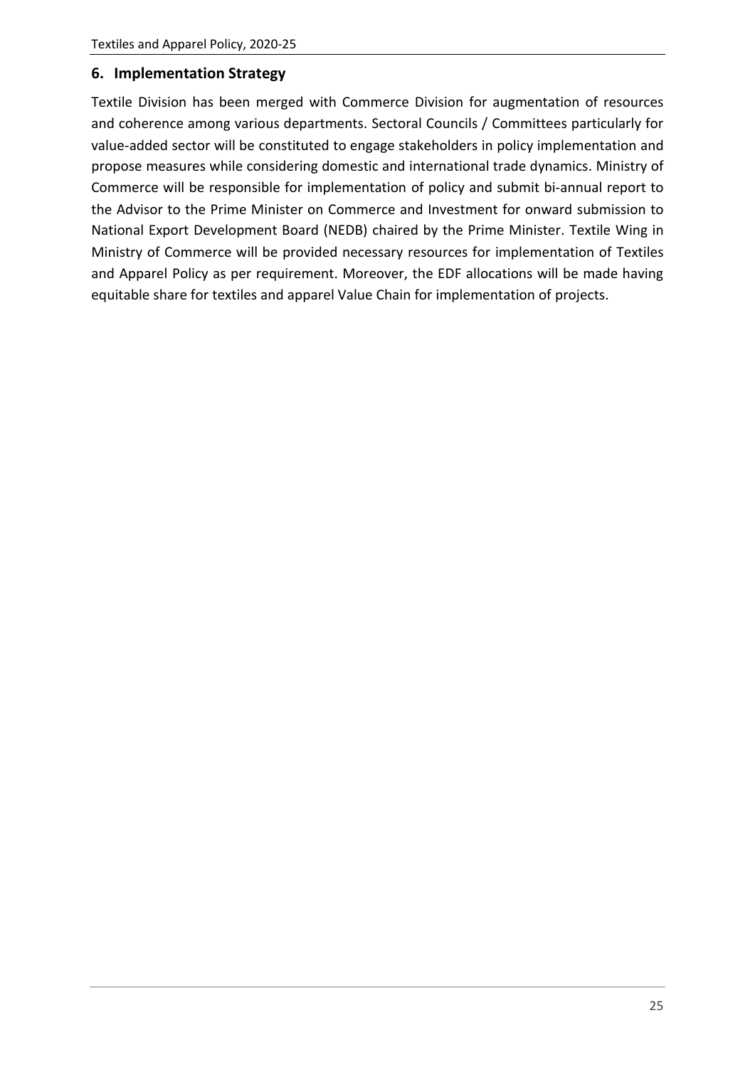## 6. Implementation Strategy

Textile Division has been merged with Commerce Division for augmentation of resources and coherence among various departments. Sectoral Councils / Committees particularly for value-added sector will be constituted to engage stakeholders in policy implementation and propose measures while considering domestic and international trade dynamics. Ministry of Commerce will be responsible for implementation of policy and submit bi-annual report to the Advisor to the Prime Minister on Commerce and Investment for onward submission to National Export Development Board (NEDB) chaired by the Prime Minister. Textile Wing in Ministry of Commerce will be provided necessary resources for implementation of Textiles and Apparel Policy as per requirement. Moreover, the EDF allocations will be made having equitable share for textiles and apparel Value Chain for implementation of projects.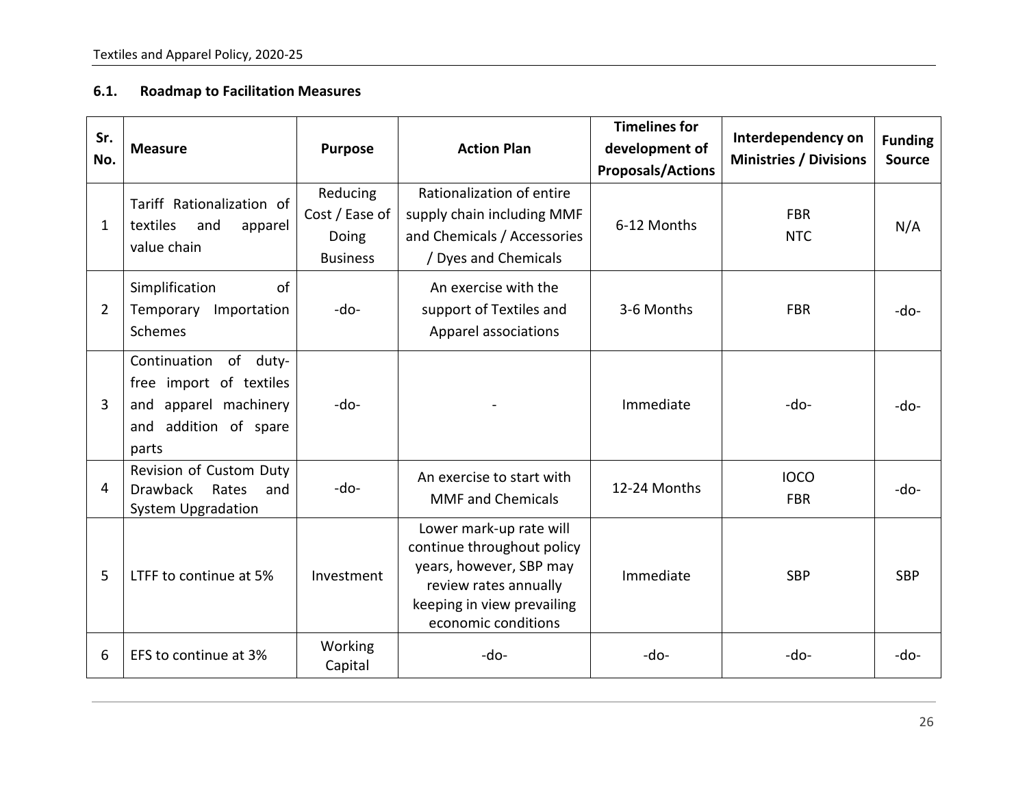### 6.1. Roadmap to Facilitation Measures

| Sr. No. | Measure | Purpose | Action Plan | Timelines for development of Proposals/Actions | Interdependency on Ministries / Divisions | Funding Source |
|---|---|---|---|---|---|---|
| 1 | Tariff Rationalization of textiles and apparel value chain | Reducing Cost / Ease of Doing Business | Rationalization of entire supply chain including MMF and Chemicals / Accessories / Dyes and Chemicals | 6-12 Months | FBR NTC | N/A |
| 2 | Simplification of Temporary Importation Schemes | -do- | An exercise with the support of Textiles and Apparel associations | 3-6 Months | FBR | -do- |
| 3 | Continuation of duty-free import of textiles and apparel machinery and addition of spare parts | -do- | - | Immediate | -do- | -do- |
| 4 | Revision of Custom Duty Drawback Rates and System Upgradation | -do- | An exercise to start with MMF and Chemicals | 12-24 Months | IOCO FBR | -do- |
| 5 | LTFF to continue at 5% | Investment | Lower mark-up rate will continue throughout policy years, however, SBP may review rates annually keeping in view prevailing economic conditions | Immediate | SBP | SBP |
| 6 | EFS to continue at 3% | Working Capital | -do- | -do- | -do- | -do- |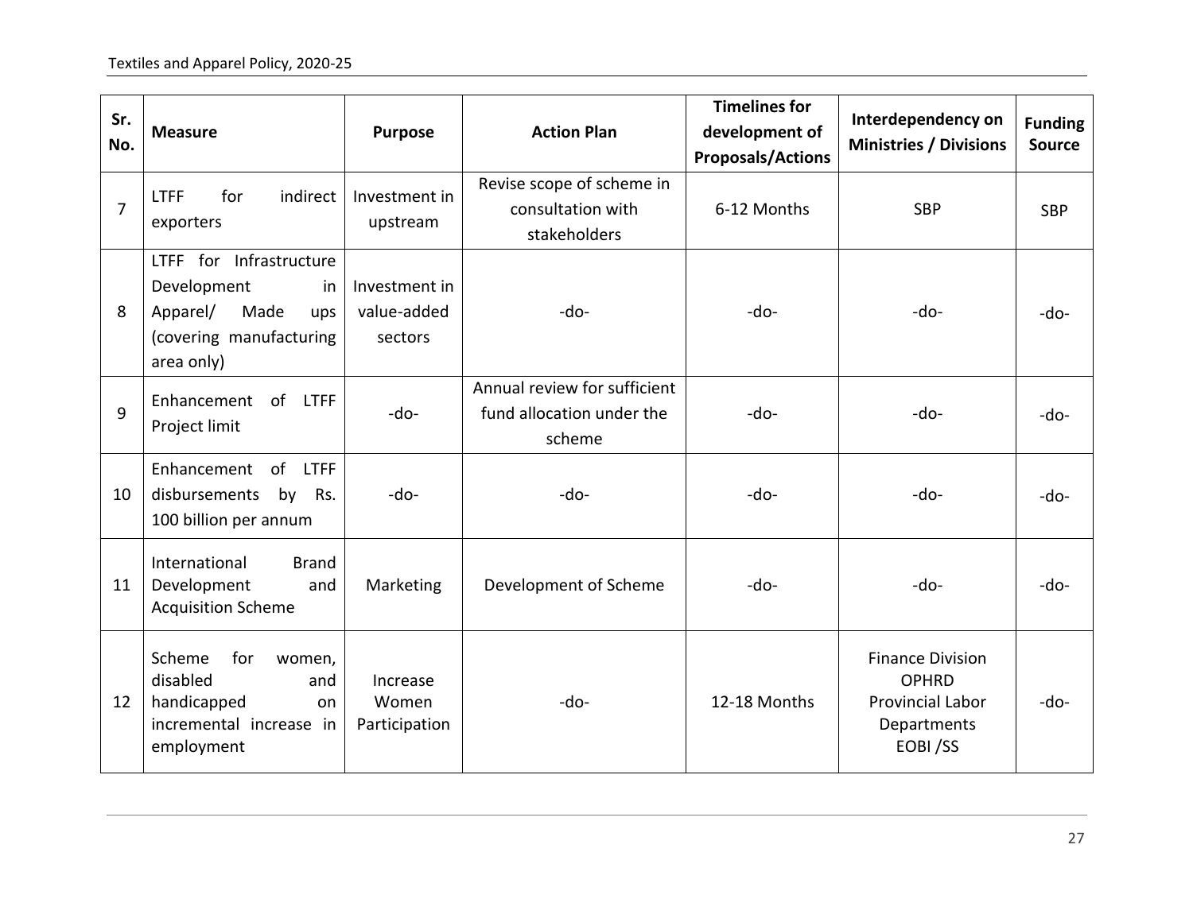| Sr. No. | Measure | Purpose | Action Plan | Timelines for development of Proposals/Actions | Interdependency on Ministries / Divisions | Funding Source |
|---|---|---|---|---|---|---|
| 7 | LTFF for indirect exporters | Investment in upstream | Revise scope of scheme in consultation with stakeholders | 6-12 Months | SBP | SBP |
| 8 | LTFF for Infrastructure Development in Apparel/ Made ups (covering manufacturing area only) | Investment in value-added sectors | -do- | -do- | -do- | -do- |
| 9 | Enhancement of LTFF Project limit | -do- | Annual review for sufficient fund allocation under the scheme | -do- | -do- | -do- |
| 10 | Enhancement of LTFF disbursements by Rs. 100 billion per annum | -do- | -do- | -do- | -do- | -do- |
| 11 | International Brand Development and Acquisition Scheme | Marketing | Development of Scheme | -do- | -do- | -do- |
| 12 | Scheme for women, disabled and handicapped on incremental increase in employment | Increase Women Participation | -do- | 12-18 Months | Finance Division<br>OPHRD<br>Provincial Labor Departments<br>EOBI /SS | -do- |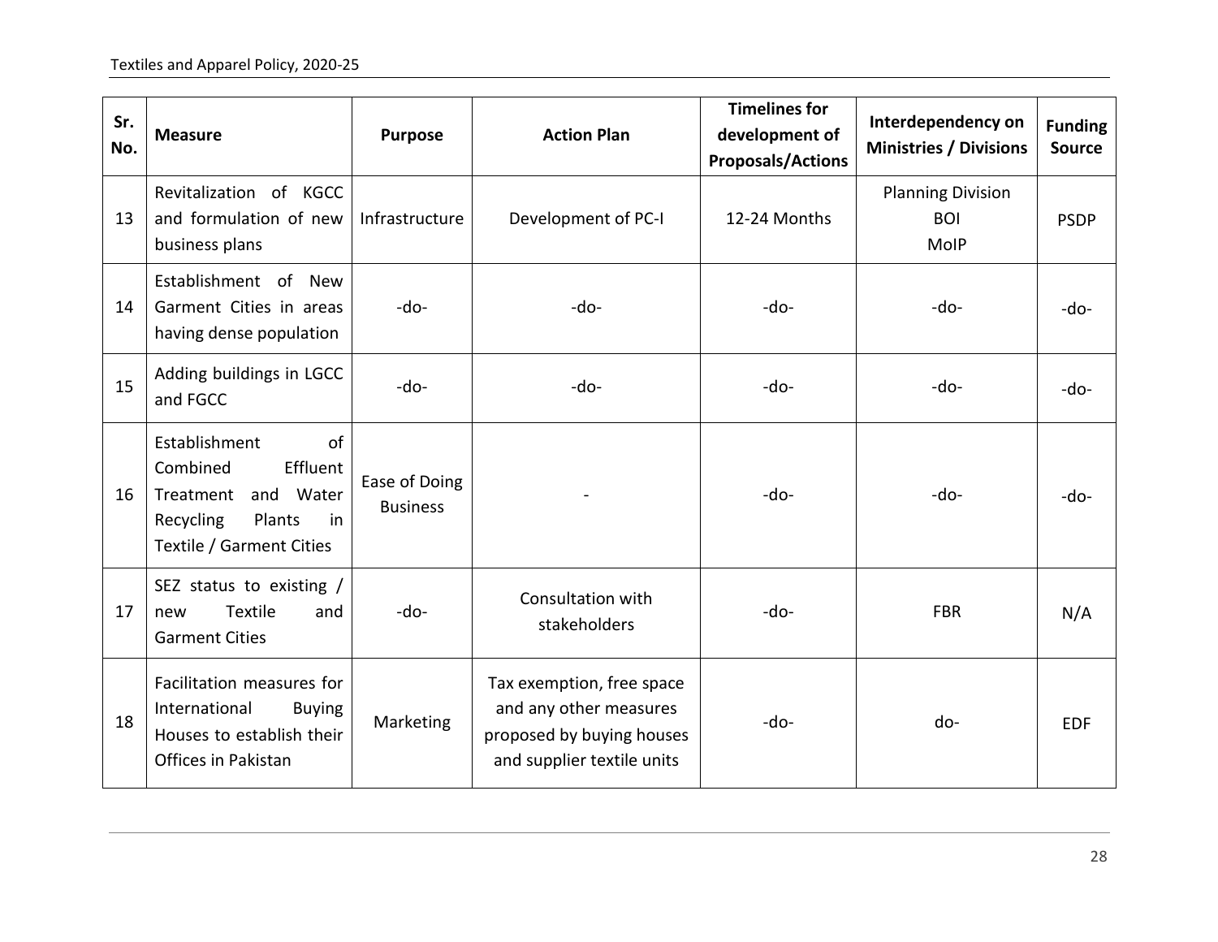| Sr. No. | Measure | Purpose | Action Plan | Timelines for development of Proposals/Actions | Interdependency on Ministries / Divisions | Funding Source |
|---|---|---|---|---|---|---|
| 13 | Revitalization of KGCC and formulation of new business plans | Infrastructure | Development of PC-I | 12-24 Months | Planning Division<br>BOI<br>MoIP | PSDP |
| 14 | Establishment of New Garment Cities in areas having dense population | -do- | -do- | -do- | -do- | -do- |
| 15 | Adding buildings in LGCC and FGCC | -do- | -do- | -do- | -do- | -do- |
| 16 | Establishment of Combined Effluent Treatment and Water Recycling Plants in Textile / Garment Cities | Ease of Doing Business | - | -do- | -do- | -do- |
| 17 | SEZ status to existing / new Textile and Garment Cities | -do- | Consultation with stakeholders | -do- | FBR | N/A |
| 18 | Facilitation measures for International Buying Houses to establish their Offices in Pakistan | Marketing | Tax exemption, free space and any other measures proposed by buying houses and supplier textile units | -do- | do- | EDF |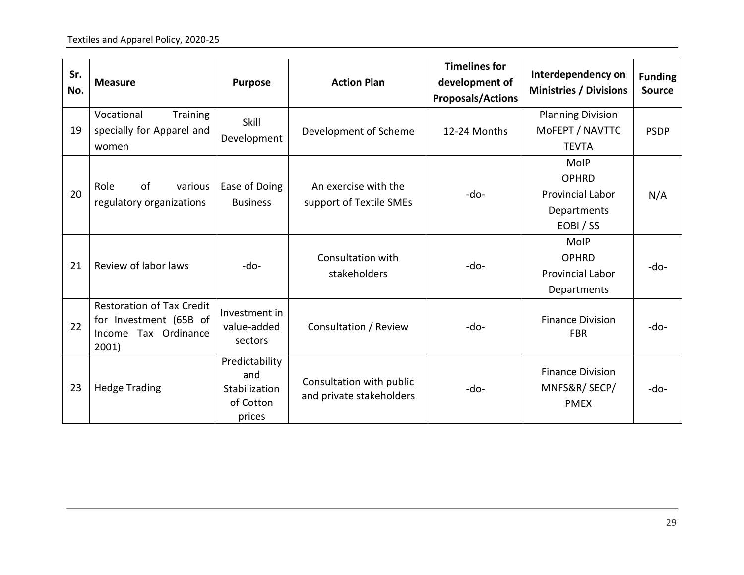| Sr. No. | Measure | Purpose | Action Plan | Timelines for development of Proposals/Actions | Interdependency on Ministries / Divisions | Funding Source |
|---|---|---|---|---|---|---|
| 19 | Vocational Training specially for Apparel and women | Skill Development | Development of Scheme | 12-24 Months | Planning Division MoFEPT / NAVTTC TEVTA | PSDP |
| 20 | Role of various regulatory organizations | Ease of Doing Business | An exercise with the support of Textile SMEs | -do- | MoIP OPHRD Provincial Labor Departments EOBI / SS | N/A |
| 21 | Review of labor laws | -do- | Consultation with stakeholders | -do- | MoIP OPHRD Provincial Labor Departments | -do- |
| 22 | Restoration of Tax Credit for Investment (65B of Income Tax Ordinance 2001) | Investment in value-added sectors | Consultation / Review | -do- | Finance Division FBR | -do- |
| 23 | Hedge Trading | Predictability and Stabilization of Cotton prices | Consultation with public and private stakeholders | -do- | Finance Division MNFS&R/ SECP/ PMEX | -do- |